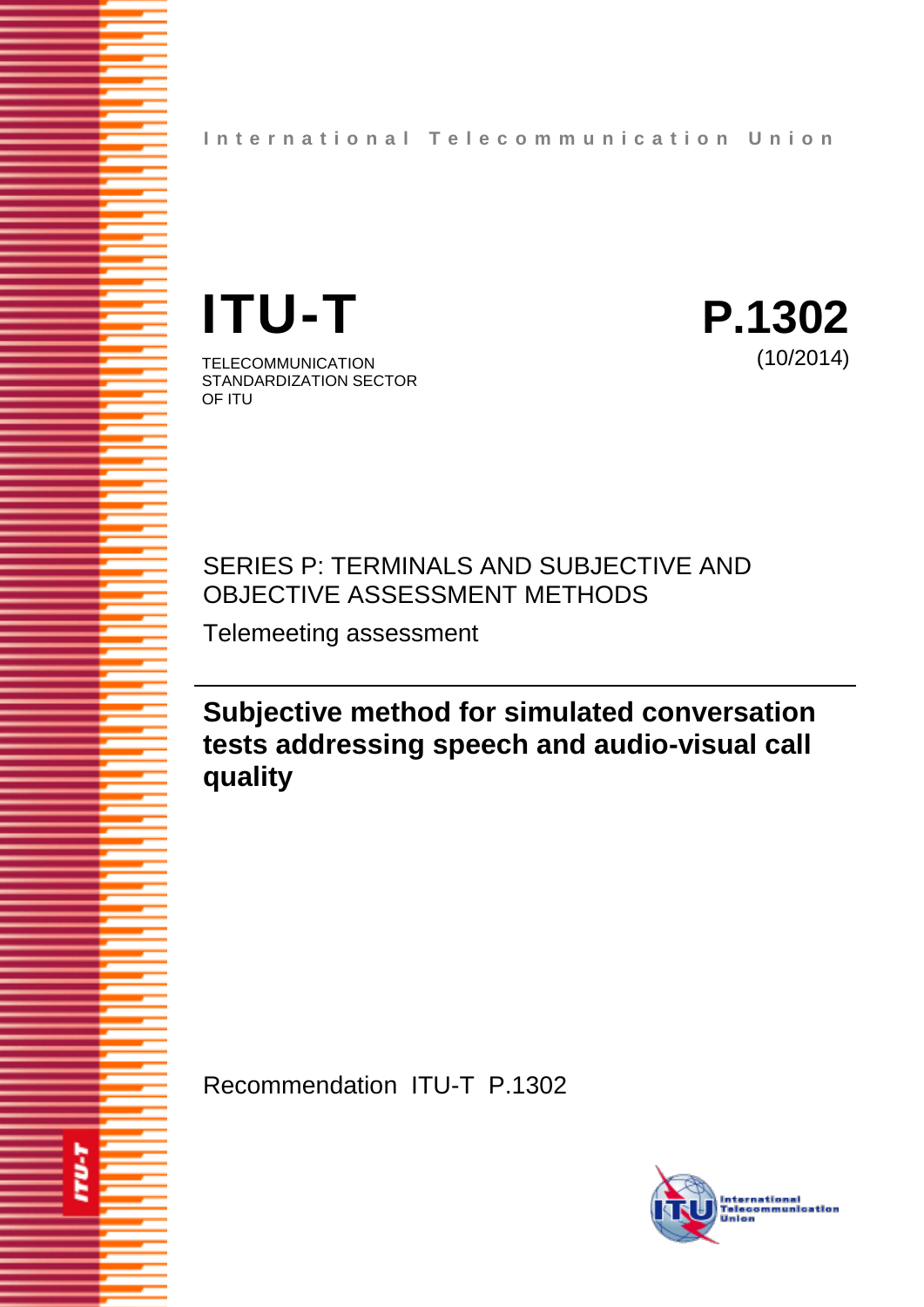International Telecommunication Union

# ITU-T

TELECOMMUNICATION
STANDARDIZATION SECTOR
OF ITU

# P.1302

(10/2014)

SERIES P: TERMINALS AND SUBJECTIVE AND OBJECTIVE ASSESSMENT METHODS

Telemeeting assessment

---

## Subjective method for simulated conversation tests addressing speech and audio-visual call quality

Recommendation ITU-T P.1302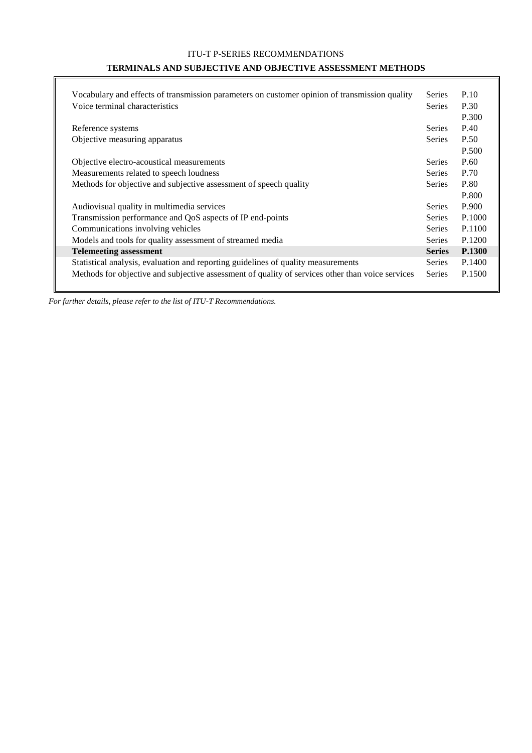ITU-T P-SERIES RECOMMENDATIONS

**TERMINALS AND SUBJECTIVE AND OBJECTIVE ASSESSMENT METHODS**

| | | |
|---|---|---|
| Vocabulary and effects of transmission parameters on customer opinion of transmission quality | Series | P.10 |
| Voice terminal characteristics | Series | P.30<br>P.300 |
| Reference systems | Series | P.40 |
| Objective measuring apparatus | Series | P.50<br>P.500 |
| Objective electro-acoustical measurements | Series | P.60 |
| Measurements related to speech loudness | Series | P.70 |
| Methods for objective and subjective assessment of speech quality | Series | P.80<br>P.800 |
| Audiovisual quality in multimedia services | Series | P.900 |
| Transmission performance and QoS aspects of IP end-points | Series | P.1000 |
| Communications involving vehicles | Series | P.1100 |
| Models and tools for quality assessment of streamed media | Series | P.1200 |
| **Telemeeting assessment** | **Series** | **P.1300** |
| Statistical analysis, evaluation and reporting guidelines of quality measurements | Series | P.1400 |
| Methods for objective and subjective assessment of quality of services other than voice services | Series | P.1500 |

*For further details, please refer to the list of ITU-T Recommendations.*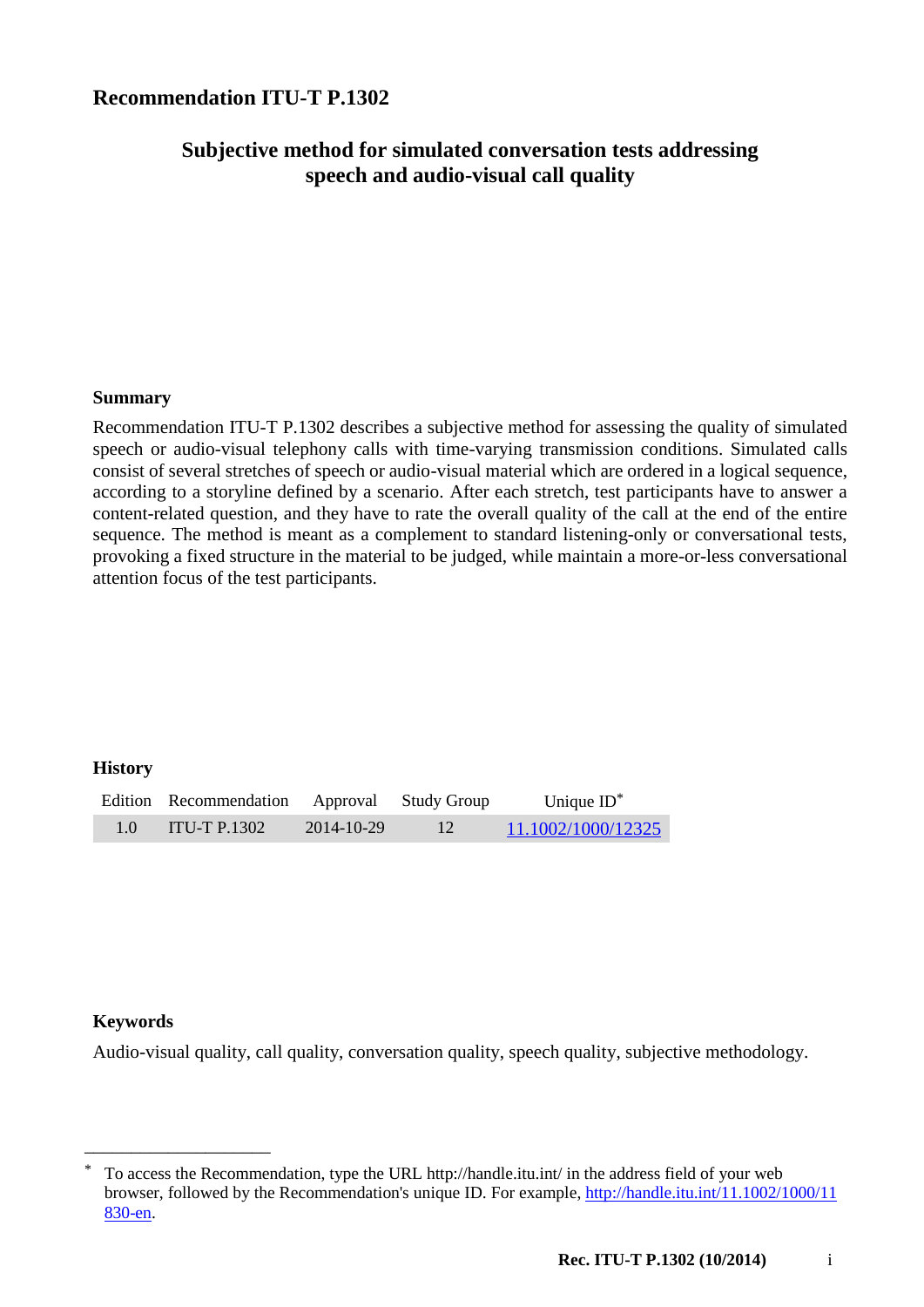# Recommendation ITU-T P.1302

## Subjective method for simulated conversation tests addressing speech and audio-visual call quality

### Summary

Recommendation ITU-T P.1302 describes a subjective method for assessing the quality of simulated speech or audio-visual telephony calls with time-varying transmission conditions. Simulated calls consist of several stretches of speech or audio-visual material which are ordered in a logical sequence, according to a storyline defined by a scenario. After each stretch, test participants have to answer a content-related question, and they have to rate the overall quality of the call at the end of the entire sequence. The method is meant as a complement to standard listening-only or conversational tests, provoking a fixed structure in the material to be judged, while maintain a more-or-less conversational attention focus of the test participants.

### History

| Edition | Recommendation | Approval | Study Group | Unique ID* |
|---|---|---|---|---|
| 1.0 | ITU-T P.1302 | 2014-10-29 | 12 | 11.1002/1000/12325 |

### Keywords

Audio-visual quality, call quality, conversation quality, speech quality, subjective methodology.

---

* To access the Recommendation, type the URL http://handle.itu.int/ in the address field of your web browser, followed by the Recommendation's unique ID. For example, http://handle.itu.int/11.1002/1000/11830-en.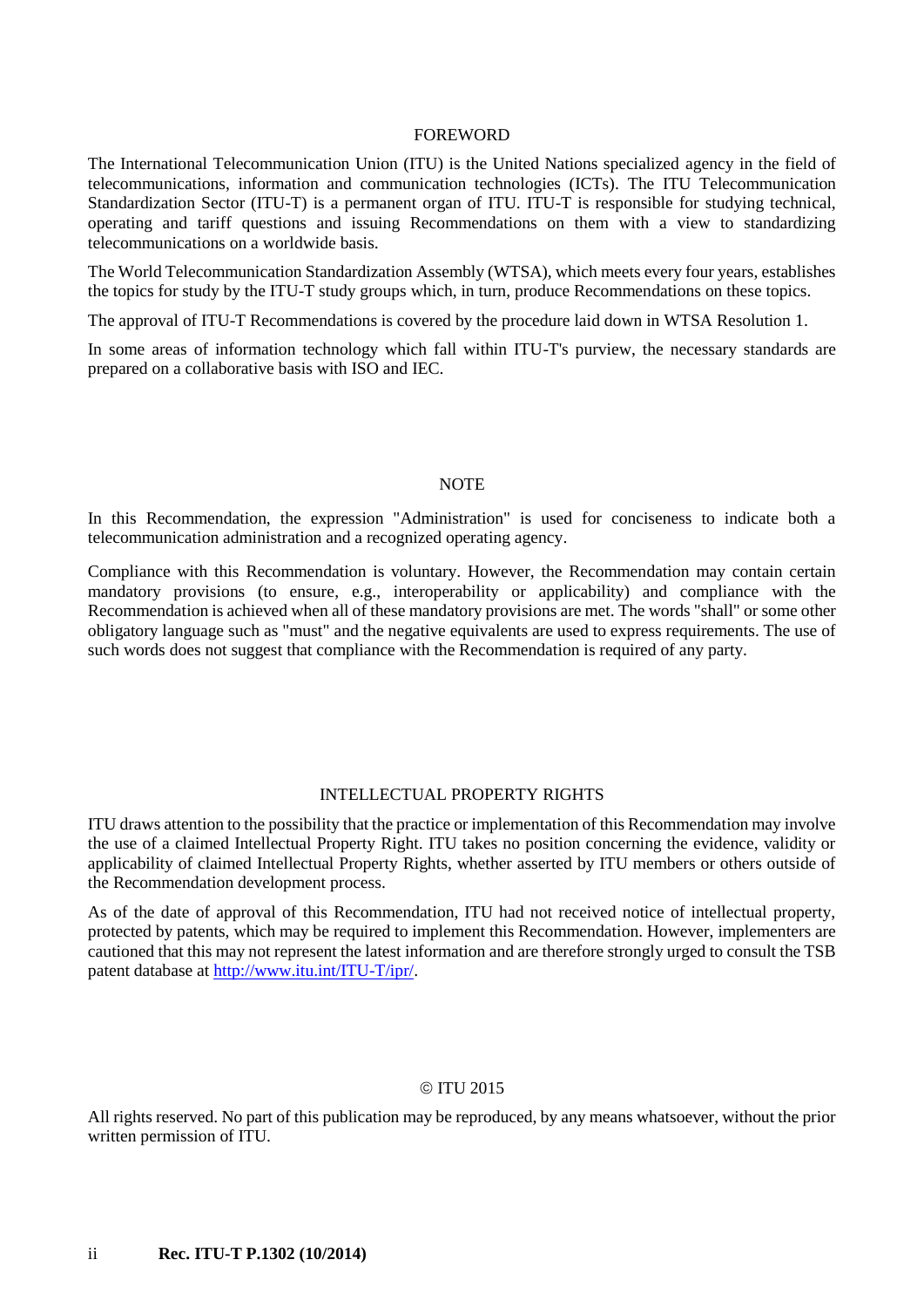## FOREWORD

The International Telecommunication Union (ITU) is the United Nations specialized agency in the field of telecommunications, information and communication technologies (ICTs). The ITU Telecommunication Standardization Sector (ITU-T) is a permanent organ of ITU. ITU-T is responsible for studying technical, operating and tariff questions and issuing Recommendations on them with a view to standardizing telecommunications on a worldwide basis.

The World Telecommunication Standardization Assembly (WTSA), which meets every four years, establishes the topics for study by the ITU-T study groups which, in turn, produce Recommendations on these topics.

The approval of ITU-T Recommendations is covered by the procedure laid down in WTSA Resolution 1.

In some areas of information technology which fall within ITU-T's purview, the necessary standards are prepared on a collaborative basis with ISO and IEC.

## NOTE

In this Recommendation, the expression "Administration" is used for conciseness to indicate both a telecommunication administration and a recognized operating agency.

Compliance with this Recommendation is voluntary. However, the Recommendation may contain certain mandatory provisions (to ensure, e.g., interoperability or applicability) and compliance with the Recommendation is achieved when all of these mandatory provisions are met. The words "shall" or some other obligatory language such as "must" and the negative equivalents are used to express requirements. The use of such words does not suggest that compliance with the Recommendation is required of any party.

## INTELLECTUAL PROPERTY RIGHTS

ITU draws attention to the possibility that the practice or implementation of this Recommendation may involve the use of a claimed Intellectual Property Right. ITU takes no position concerning the evidence, validity or applicability of claimed Intellectual Property Rights, whether asserted by ITU members or others outside of the Recommendation development process.

As of the date of approval of this Recommendation, ITU had not received notice of intellectual property, protected by patents, which may be required to implement this Recommendation. However, implementers are cautioned that this may not represent the latest information and are therefore strongly urged to consult the TSB patent database at http://www.itu.int/ITU-T/ipr/.

© ITU 2015

All rights reserved. No part of this publication may be reproduced, by any means whatsoever, without the prior written permission of ITU.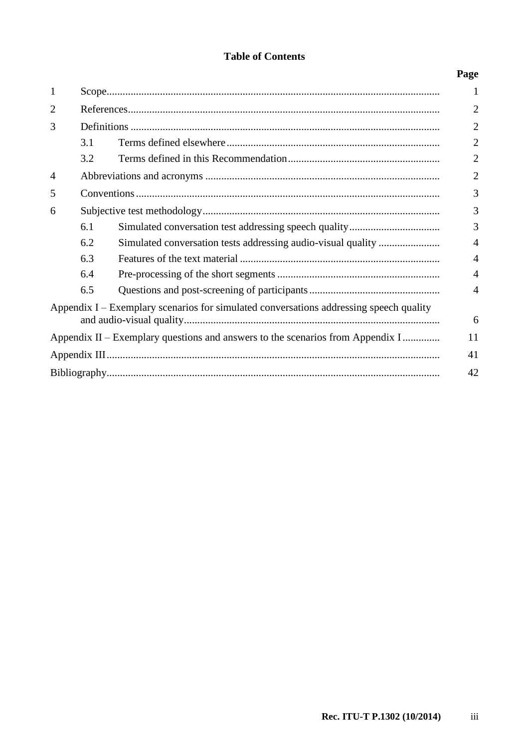**Table of Contents**

| | | Page |
|---|---|---|
| 1 | Scope | 1 |
| 2 | References | 2 |
| 3 | Definitions | 2 |
| | 3.1 Terms defined elsewhere | 2 |
| | 3.2 Terms defined in this Recommendation | 2 |
| 4 | Abbreviations and acronyms | 2 |
| 5 | Conventions | 3 |
| 6 | Subjective test methodology | 3 |
| | 6.1 Simulated conversation test addressing speech quality | 3 |
| | 6.2 Simulated conversation tests addressing audio-visual quality | 4 |
| | 6.3 Features of the text material | 4 |
| | 6.4 Pre-processing of the short segments | 4 |
| | 6.5 Questions and post-screening of participants | 4 |
| Appendix I – Exemplary scenarios for simulated conversations addressing speech quality and audio-visual quality | | 6 |
| Appendix II – Exemplary questions and answers to the scenarios from Appendix I | | 11 |
| Appendix III | | 41 |
| Bibliography | | 42 |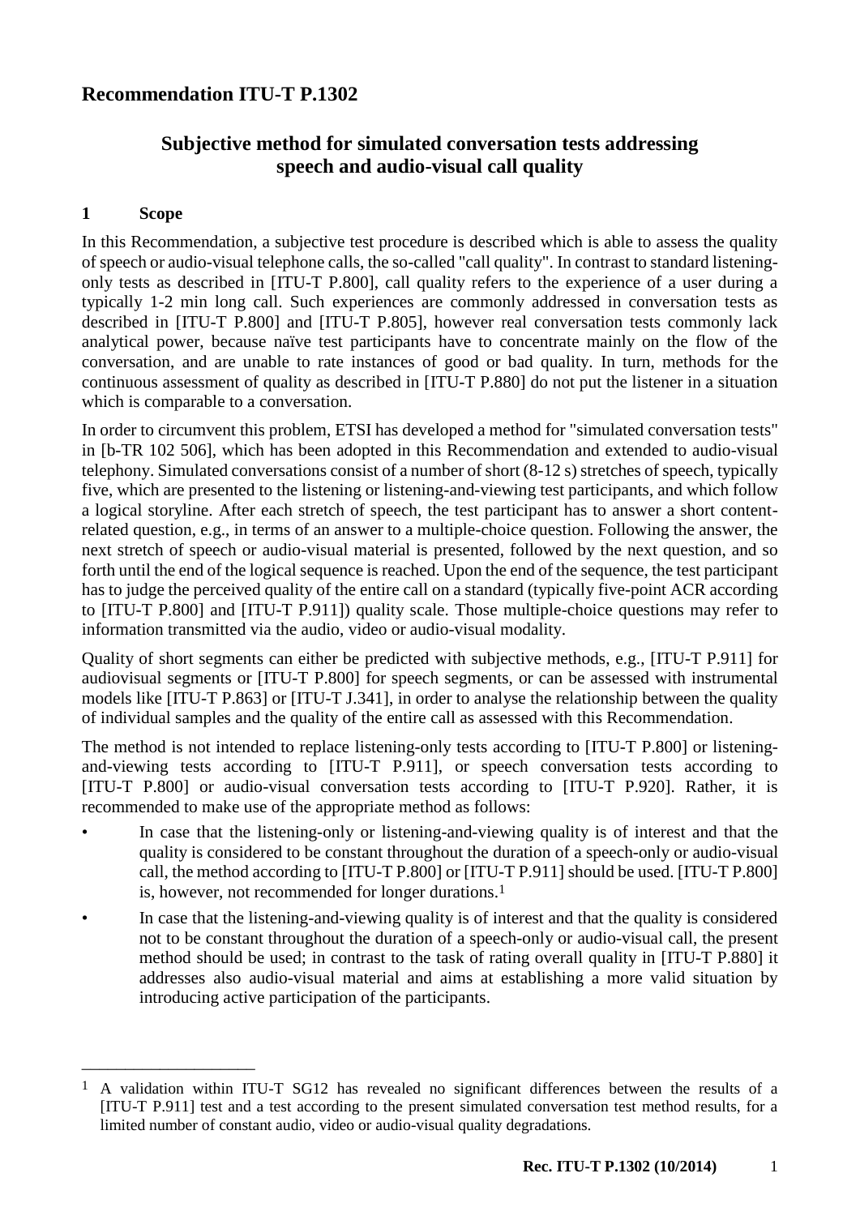# Recommendation ITU-T P.1302

## Subjective method for simulated conversation tests addressing speech and audio-visual call quality

### 1 Scope

In this Recommendation, a subjective test procedure is described which is able to assess the quality of speech or audio-visual telephone calls, the so-called "call quality". In contrast to standard listening-only tests as described in [ITU-T P.800], call quality refers to the experience of a user during a typically 1-2 min long call. Such experiences are commonly addressed in conversation tests as described in [ITU-T P.800] and [ITU-T P.805], however real conversation tests commonly lack analytical power, because naïve test participants have to concentrate mainly on the flow of the conversation, and are unable to rate instances of good or bad quality. In turn, methods for the continuous assessment of quality as described in [ITU-T P.880] do not put the listener in a situation which is comparable to a conversation.

In order to circumvent this problem, ETSI has developed a method for "simulated conversation tests" in [b-TR 102 506], which has been adopted in this Recommendation and extended to audio-visual telephony. Simulated conversations consist of a number of short (8-12 s) stretches of speech, typically five, which are presented to the listening or listening-and-viewing test participants, and which follow a logical storyline. After each stretch of speech, the test participant has to answer a short content-related question, e.g., in terms of an answer to a multiple-choice question. Following the answer, the next stretch of speech or audio-visual material is presented, followed by the next question, and so forth until the end of the logical sequence is reached. Upon the end of the sequence, the test participant has to judge the perceived quality of the entire call on a standard (typically five-point ACR according to [ITU-T P.800] and [ITU-T P.911]) quality scale. Those multiple-choice questions may refer to information transmitted via the audio, video or audio-visual modality.

Quality of short segments can either be predicted with subjective methods, e.g., [ITU-T P.911] for audiovisual segments or [ITU-T P.800] for speech segments, or can be assessed with instrumental models like [ITU-T P.863] or [ITU-T J.341], in order to analyse the relationship between the quality of individual samples and the quality of the entire call as assessed with this Recommendation.

The method is not intended to replace listening-only tests according to [ITU-T P.800] or listening-and-viewing tests according to [ITU-T P.911], or speech conversation tests according to [ITU-T P.800] or audio-visual conversation tests according to [ITU-T P.920]. Rather, it is recommended to make use of the appropriate method as follows:

- In case that the listening-only or listening-and-viewing quality is of interest and that the quality is considered to be constant throughout the duration of a speech-only or audio-visual call, the method according to [ITU-T P.800] or [ITU-T P.911] should be used. [ITU-T P.800] is, however, not recommended for longer durations.[1]
- In case that the listening-and-viewing quality is of interest and that the quality is considered not to be constant throughout the duration of a speech-only or audio-visual call, the present method should be used; in contrast to the task of rating overall quality in [ITU-T P.880] it addresses also audio-visual material and aims at establishing a more valid situation by introducing active participation of the participants.

---

[1] A validation within ITU-T SG12 has revealed no significant differences between the results of a [ITU-T P.911] test and a test according to the present simulated conversation test method results, for a limited number of constant audio, video or audio-visual quality degradations.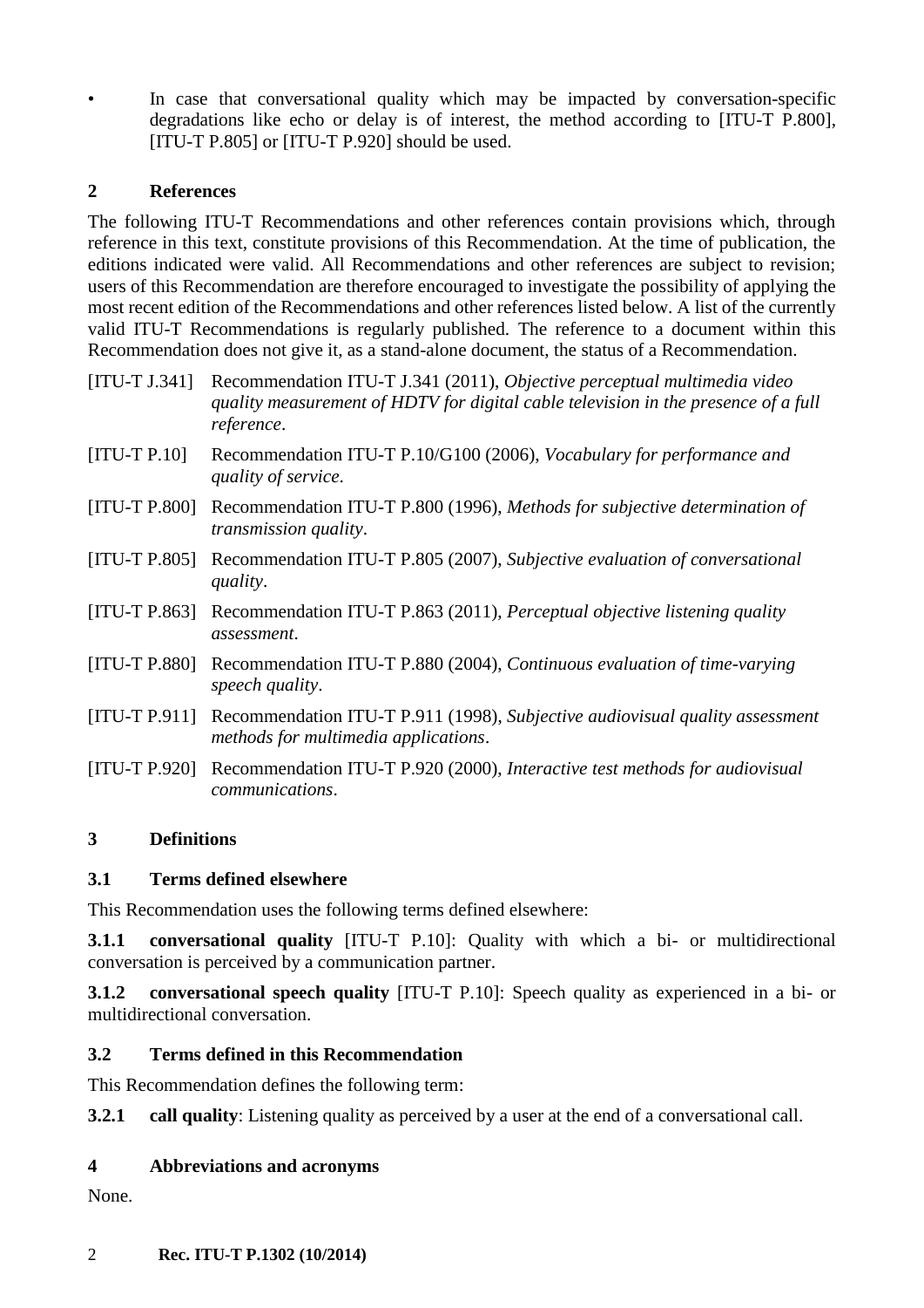- In case that conversational quality which may be impacted by conversation-specific degradations like echo or delay is of interest, the method according to [ITU-T P.800], [ITU-T P.805] or [ITU-T P.920] should be used.

## 2 References

The following ITU-T Recommendations and other references contain provisions which, through reference in this text, constitute provisions of this Recommendation. At the time of publication, the editions indicated were valid. All Recommendations and other references are subject to revision; users of this Recommendation are therefore encouraged to investigate the possibility of applying the most recent edition of the Recommendations and other references listed below. A list of the currently valid ITU-T Recommendations is regularly published. The reference to a document within this Recommendation does not give it, as a stand-alone document, the status of a Recommendation.

[ITU-T J.341] Recommendation ITU-T J.341 (2011), *Objective perceptual multimedia video quality measurement of HDTV for digital cable television in the presence of a full reference*.

[ITU-T P.10] Recommendation ITU-T P.10/G100 (2006), *Vocabulary for performance and quality of service*.

[ITU-T P.800] Recommendation ITU-T P.800 (1996), *Methods for subjective determination of transmission quality*.

[ITU-T P.805] Recommendation ITU-T P.805 (2007), *Subjective evaluation of conversational quality*.

[ITU-T P.863] Recommendation ITU-T P.863 (2011), *Perceptual objective listening quality assessment*.

[ITU-T P.880] Recommendation ITU-T P.880 (2004), *Continuous evaluation of time-varying speech quality*.

[ITU-T P.911] Recommendation ITU-T P.911 (1998), *Subjective audiovisual quality assessment methods for multimedia applications*.

[ITU-T P.920] Recommendation ITU-T P.920 (2000), *Interactive test methods for audiovisual communications*.

## 3 Definitions

### 3.1 Terms defined elsewhere

This Recommendation uses the following terms defined elsewhere:

**3.1.1 conversational quality** [ITU-T P.10]: Quality with which a bi- or multidirectional conversation is perceived by a communication partner.

**3.1.2 conversational speech quality** [ITU-T P.10]: Speech quality as experienced in a bi- or multidirectional conversation.

### 3.2 Terms defined in this Recommendation

This Recommendation defines the following term:

**3.2.1 call quality**: Listening quality as perceived by a user at the end of a conversational call.

## 4 Abbreviations and acronyms

None.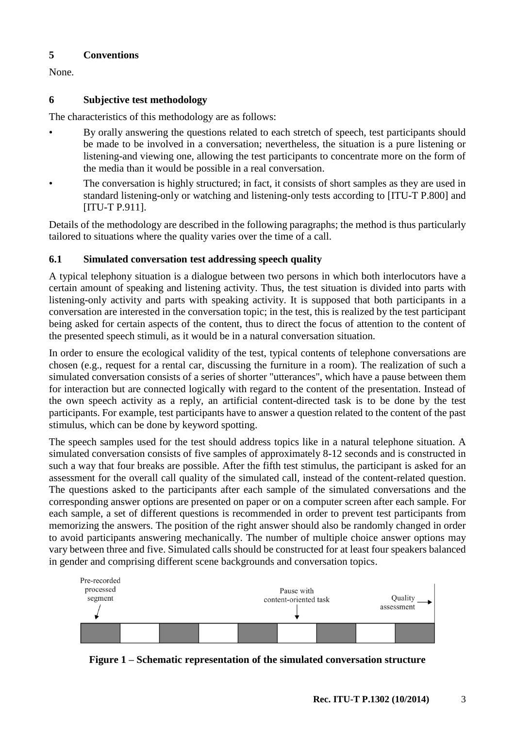## 5 Conventions

None.

## 6 Subjective test methodology

The characteristics of this methodology are as follows:

- By orally answering the questions related to each stretch of speech, test participants should be made to be involved in a conversation; nevertheless, the situation is a pure listening or listening-and viewing one, allowing the test participants to concentrate more on the form of the media than it would be possible in a real conversation.
- The conversation is highly structured; in fact, it consists of short samples as they are used in standard listening-only or watching and listening-only tests according to [ITU-T P.800] and [ITU-T P.911].

Details of the methodology are described in the following paragraphs; the method is thus particularly tailored to situations where the quality varies over the time of a call.

### 6.1 Simulated conversation test addressing speech quality

A typical telephony situation is a dialogue between two persons in which both interlocutors have a certain amount of speaking and listening activity. Thus, the test situation is divided into parts with listening-only activity and parts with speaking activity. It is supposed that both participants in a conversation are interested in the conversation topic; in the test, this is realized by the test participant being asked for certain aspects of the content, thus to direct the focus of attention to the content of the presented speech stimuli, as it would be in a natural conversation situation.

In order to ensure the ecological validity of the test, typical contents of telephone conversations are chosen (e.g., request for a rental car, discussing the furniture in a room). The realization of such a simulated conversation consists of a series of shorter "utterances", which have a pause between them for interaction but are connected logically with regard to the content of the presentation. Instead of the own speech activity as a reply, an artificial content-directed task is to be done by the test participants. For example, test participants have to answer a question related to the content of the past stimulus, which can be done by keyword spotting.

The speech samples used for the test should address topics like in a natural telephone situation. A simulated conversation consists of five samples of approximately 8-12 seconds and is constructed in such a way that four breaks are possible. After the fifth test stimulus, the participant is asked for an assessment for the overall call quality of the simulated call, instead of the content-related question. The questions asked to the participants after each sample of the simulated conversations and the corresponding answer options are presented on paper or on a computer screen after each sample. For each sample, a set of different questions is recommended in order to prevent test participants from memorizing the answers. The position of the right answer should also be randomly changed in order to avoid participants answering mechanically. The number of multiple choice answer options may vary between three and five. Simulated calls should be constructed for at least four speakers balanced in gender and comprising different scene backgrounds and conversation topics.

Pre-recorded processed segment | Pause with content-oriented task | Quality assessment

**Figure 1 – Schematic representation of the simulated conversation structure**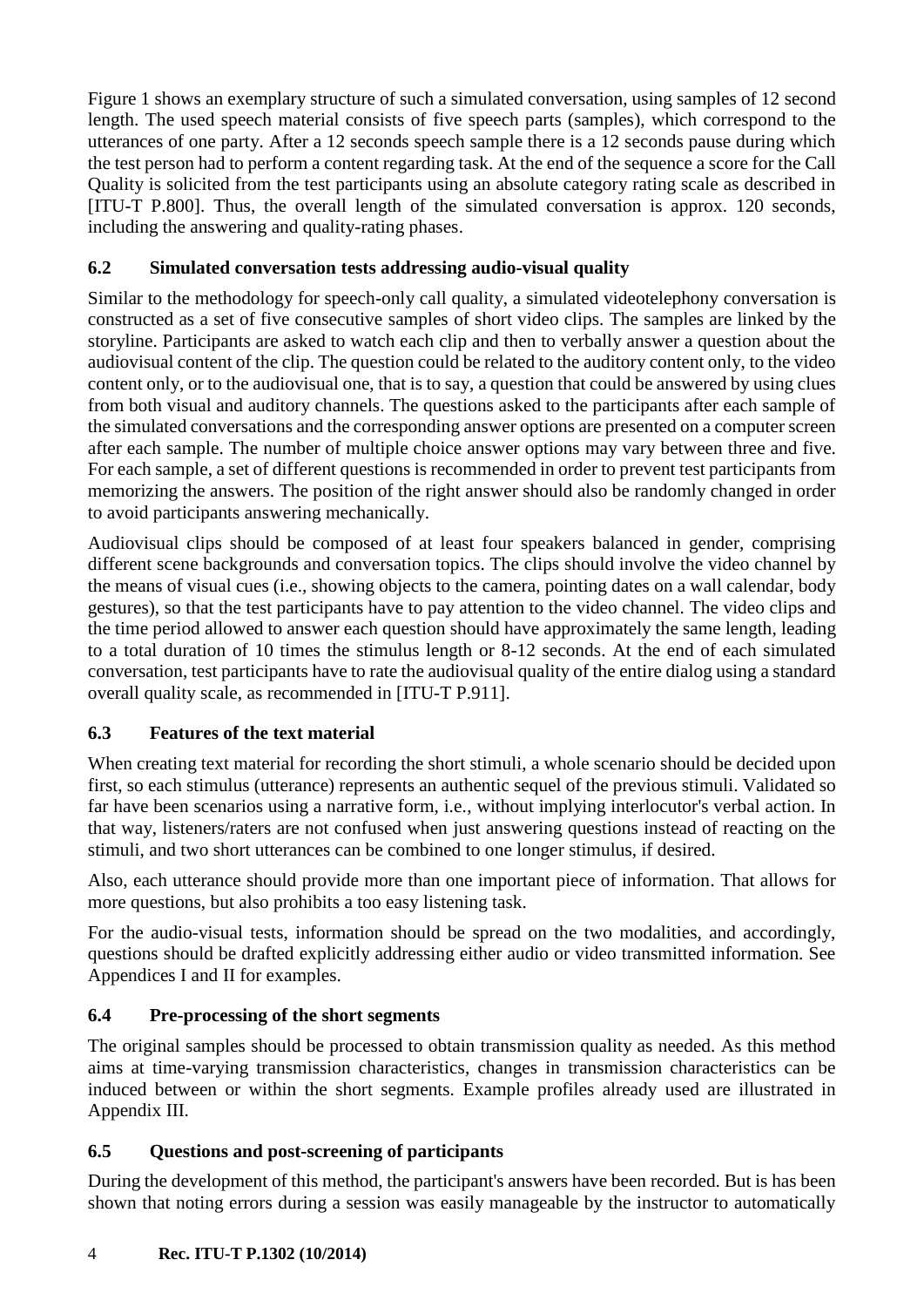Figure 1 shows an exemplary structure of such a simulated conversation, using samples of 12 second length. The used speech material consists of five speech parts (samples), which correspond to the utterances of one party. After a 12 seconds speech sample there is a 12 seconds pause during which the test person had to perform a content regarding task. At the end of the sequence a score for the Call Quality is solicited from the test participants using an absolute category rating scale as described in [ITU-T P.800]. Thus, the overall length of the simulated conversation is approx. 120 seconds, including the answering and quality-rating phases.

### 6.2 Simulated conversation tests addressing audio-visual quality

Similar to the methodology for speech-only call quality, a simulated videotelephony conversation is constructed as a set of five consecutive samples of short video clips. The samples are linked by the storyline. Participants are asked to watch each clip and then to verbally answer a question about the audiovisual content of the clip. The question could be related to the auditory content only, to the video content only, or to the audiovisual one, that is to say, a question that could be answered by using clues from both visual and auditory channels. The questions asked to the participants after each sample of the simulated conversations and the corresponding answer options are presented on a computer screen after each sample. The number of multiple choice answer options may vary between three and five. For each sample, a set of different questions is recommended in order to prevent test participants from memorizing the answers. The position of the right answer should also be randomly changed in order to avoid participants answering mechanically.

Audiovisual clips should be composed of at least four speakers balanced in gender, comprising different scene backgrounds and conversation topics. The clips should involve the video channel by the means of visual cues (i.e., showing objects to the camera, pointing dates on a wall calendar, body gestures), so that the test participants have to pay attention to the video channel. The video clips and the time period allowed to answer each question should have approximately the same length, leading to a total duration of 10 times the stimulus length or 8-12 seconds. At the end of each simulated conversation, test participants have to rate the audiovisual quality of the entire dialog using a standard overall quality scale, as recommended in [ITU-T P.911].

### 6.3 Features of the text material

When creating text material for recording the short stimuli, a whole scenario should be decided upon first, so each stimulus (utterance) represents an authentic sequel of the previous stimuli. Validated so far have been scenarios using a narrative form, i.e., without implying interlocutor's verbal action. In that way, listeners/raters are not confused when just answering questions instead of reacting on the stimuli, and two short utterances can be combined to one longer stimulus, if desired.

Also, each utterance should provide more than one important piece of information. That allows for more questions, but also prohibits a too easy listening task.

For the audio-visual tests, information should be spread on the two modalities, and accordingly, questions should be drafted explicitly addressing either audio or video transmitted information. See Appendices I and II for examples.

### 6.4 Pre-processing of the short segments

The original samples should be processed to obtain transmission quality as needed. As this method aims at time-varying transmission characteristics, changes in transmission characteristics can be induced between or within the short segments. Example profiles already used are illustrated in Appendix III.

### 6.5 Questions and post-screening of participants

During the development of this method, the participant's answers have been recorded. But is has been shown that noting errors during a session was easily manageable by the instructor to automatically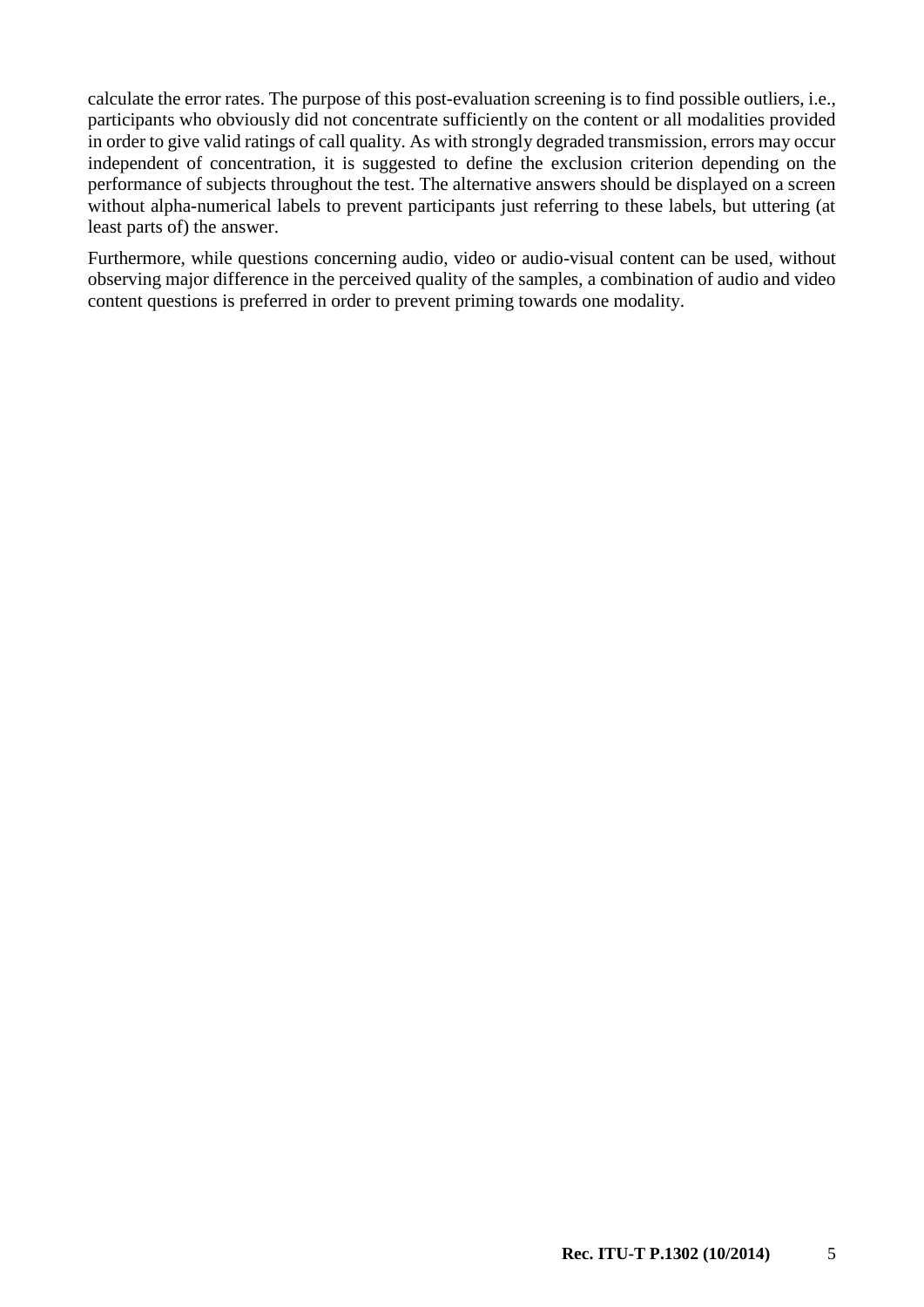calculate the error rates. The purpose of this post-evaluation screening is to find possible outliers, i.e., participants who obviously did not concentrate sufficiently on the content or all modalities provided in order to give valid ratings of call quality. As with strongly degraded transmission, errors may occur independent of concentration, it is suggested to define the exclusion criterion depending on the performance of subjects throughout the test. The alternative answers should be displayed on a screen without alpha-numerical labels to prevent participants just referring to these labels, but uttering (at least parts of) the answer.

Furthermore, while questions concerning audio, video or audio-visual content can be used, without observing major difference in the perceived quality of the samples, a combination of audio and video content questions is preferred in order to prevent priming towards one modality.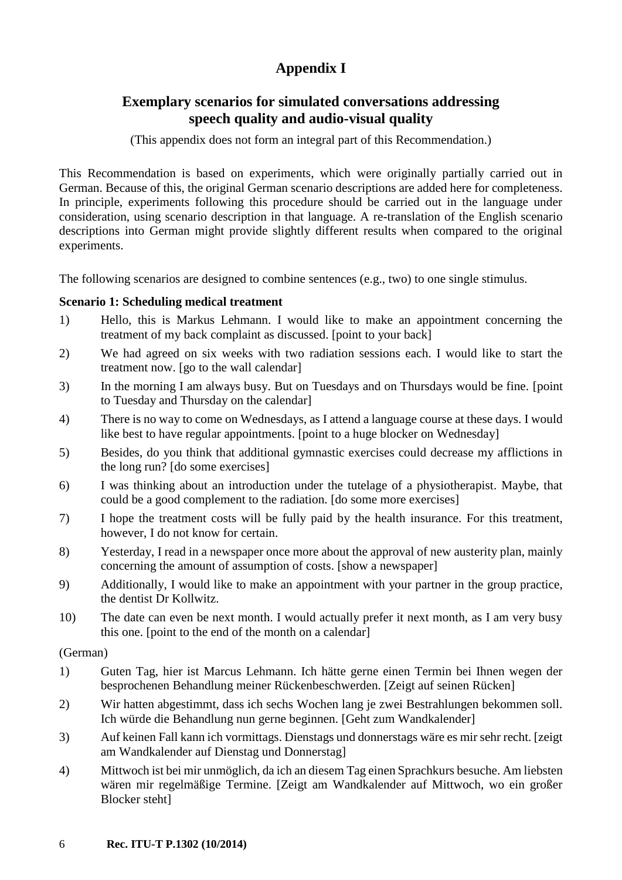# Appendix I

## Exemplary scenarios for simulated conversations addressing speech quality and audio-visual quality

(This appendix does not form an integral part of this Recommendation.)

This Recommendation is based on experiments, which were originally partially carried out in German. Because of this, the original German scenario descriptions are added here for completeness. In principle, experiments following this procedure should be carried out in the language under consideration, using scenario description in that language. A re-translation of the English scenario descriptions into German might provide slightly different results when compared to the original experiments.

The following scenarios are designed to combine sentences (e.g., two) to one single stimulus.

**Scenario 1: Scheduling medical treatment**

1) Hello, this is Markus Lehmann. I would like to make an appointment concerning the treatment of my back complaint as discussed. [point to your back]

2) We had agreed on six weeks with two radiation sessions each. I would like to start the treatment now. [go to the wall calendar]

3) In the morning I am always busy. But on Tuesdays and on Thursdays would be fine. [point to Tuesday and Thursday on the calendar]

4) There is no way to come on Wednesdays, as I attend a language course at these days. I would like best to have regular appointments. [point to a huge blocker on Wednesday]

5) Besides, do you think that additional gymnastic exercises could decrease my afflictions in the long run? [do some exercises]

6) I was thinking about an introduction under the tutelage of a physiotherapist. Maybe, that could be a good complement to the radiation. [do some more exercises]

7) I hope the treatment costs will be fully paid by the health insurance. For this treatment, however, I do not know for certain.

8) Yesterday, I read in a newspaper once more about the approval of new austerity plan, mainly concerning the amount of assumption of costs. [show a newspaper]

9) Additionally, I would like to make an appointment with your partner in the group practice, the dentist Dr Kollwitz.

10) The date can even be next month. I would actually prefer it next month, as I am very busy this one. [point to the end of the month on a calendar]

(German)

1) Guten Tag, hier ist Marcus Lehmann. Ich hätte gerne einen Termin bei Ihnen wegen der besprochenen Behandlung meiner Rückenbeschwerden. [Zeigt auf seinen Rücken]

2) Wir hatten abgestimmt, dass ich sechs Wochen lang je zwei Bestrahlungen bekommen soll. Ich würde die Behandlung nun gerne beginnen. [Geht zum Wandkalender]

3) Auf keinen Fall kann ich vormittags. Dienstags und donnerstags wäre es mir sehr recht. [zeigt am Wandkalender auf Dienstag und Donnerstag]

4) Mittwoch ist bei mir unmöglich, da ich an diesem Tag einen Sprachkurs besuche. Am liebsten wären mir regelmäßige Termine. [Zeigt am Wandkalender auf Mittwoch, wo ein großer Blocker steht]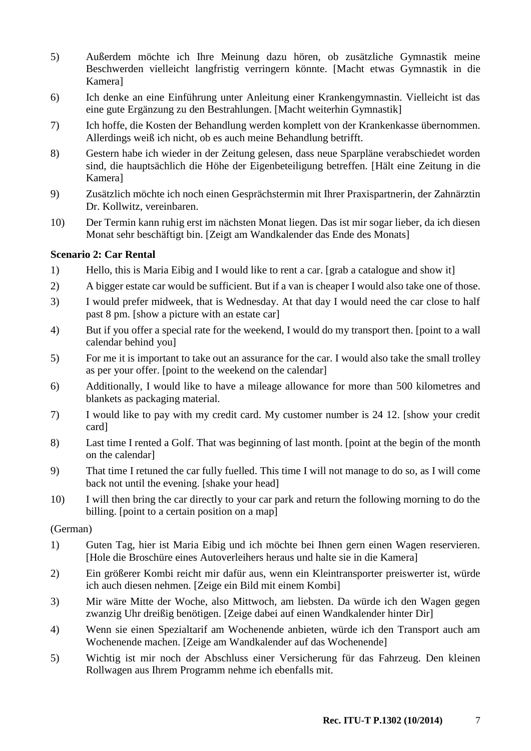5) Außerdem möchte ich Ihre Meinung dazu hören, ob zusätzliche Gymnastik meine Beschwerden vielleicht langfristig verringern könnte. [Macht etwas Gymnastik in die Kamera]

6) Ich denke an eine Einführung unter Anleitung einer Krankengymnastin. Vielleicht ist das eine gute Ergänzung zu den Bestrahlungen. [Macht weiterhin Gymnastik]

7) Ich hoffe, die Kosten der Behandlung werden komplett von der Krankenkasse übernommen. Allerdings weiß ich nicht, ob es auch meine Behandlung betrifft.

8) Gestern habe ich wieder in der Zeitung gelesen, dass neue Sparpläne verabschiedet worden sind, die hauptsächlich die Höhe der Eigenbeteiligung betreffen. [Hält eine Zeitung in die Kamera]

9) Zusätzlich möchte ich noch einen Gesprächstermin mit Ihrer Praxispartnerin, der Zahnärztin Dr. Kollwitz, vereinbaren.

10) Der Termin kann ruhig erst im nächsten Monat liegen. Das ist mir sogar lieber, da ich diesen Monat sehr beschäftigt bin. [Zeigt am Wandkalender das Ende des Monats]

**Scenario 2: Car Rental**

1) Hello, this is Maria Eibig and I would like to rent a car. [grab a catalogue and show it]

2) A bigger estate car would be sufficient. But if a van is cheaper I would also take one of those.

3) I would prefer midweek, that is Wednesday. At that day I would need the car close to half past 8 pm. [show a picture with an estate car]

4) But if you offer a special rate for the weekend, I would do my transport then. [point to a wall calendar behind you]

5) For me it is important to take out an assurance for the car. I would also take the small trolley as per your offer. [point to the weekend on the calendar]

6) Additionally, I would like to have a mileage allowance for more than 500 kilometres and blankets as packaging material.

7) I would like to pay with my credit card. My customer number is 24 12. [show your credit card]

8) Last time I rented a Golf. That was beginning of last month. [point at the begin of the month on the calendar]

9) That time I retuned the car fully fuelled. This time I will not manage to do so, as I will come back not until the evening. [shake your head]

10) I will then bring the car directly to your car park and return the following morning to do the billing. [point to a certain position on a map]

(German)

1) Guten Tag, hier ist Maria Eibig und ich möchte bei Ihnen gern einen Wagen reservieren. [Hole die Broschüre eines Autoverleihers heraus und halte sie in die Kamera]

2) Ein größerer Kombi reicht mir dafür aus, wenn ein Kleintransporter preiswerter ist, würde ich auch diesen nehmen. [Zeige ein Bild mit einem Kombi]

3) Mir wäre Mitte der Woche, also Mittwoch, am liebsten. Da würde ich den Wagen gegen zwanzig Uhr dreißig benötigen. [Zeige dabei auf einen Wandkalender hinter Dir]

4) Wenn sie einen Spezialtarif am Wochenende anbieten, würde ich den Transport auch am Wochenende machen. [Zeige am Wandkalender auf das Wochenende]

5) Wichtig ist mir noch der Abschluss einer Versicherung für das Fahrzeug. Den kleinen Rollwagen aus Ihrem Programm nehme ich ebenfalls mit.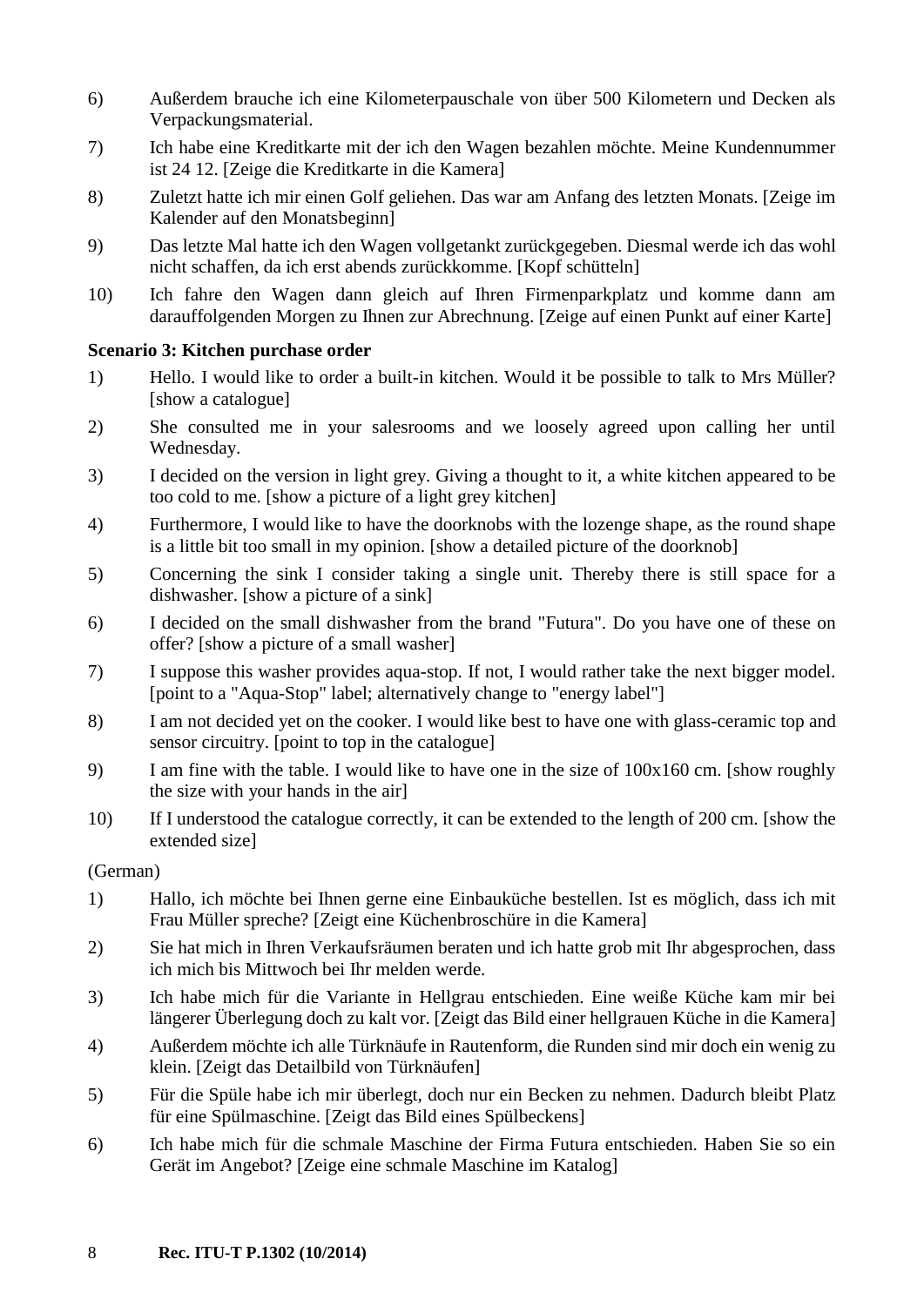6) Außerdem brauche ich eine Kilometerpauschale von über 500 Kilometern und Decken als Verpackungsmaterial.

7) Ich habe eine Kreditkarte mit der ich den Wagen bezahlen möchte. Meine Kundennummer ist 24 12. [Zeige die Kreditkarte in die Kamera]

8) Zuletzt hatte ich mir einen Golf geliehen. Das war am Anfang des letzten Monats. [Zeige im Kalender auf den Monatsbeginn]

9) Das letzte Mal hatte ich den Wagen vollgetankt zurückgegeben. Diesmal werde ich das wohl nicht schaffen, da ich erst abends zurückkomme. [Kopf schütteln]

10) Ich fahre den Wagen dann gleich auf Ihren Firmenparkplatz und komme dann am darauffolgenden Morgen zu Ihnen zur Abrechnung. [Zeige auf einen Punkt auf einer Karte]

**Scenario 3: Kitchen purchase order**

1) Hello. I would like to order a built-in kitchen. Would it be possible to talk to Mrs Müller? [show a catalogue]

2) She consulted me in your salesrooms and we loosely agreed upon calling her until Wednesday.

3) I decided on the version in light grey. Giving a thought to it, a white kitchen appeared to be too cold to me. [show a picture of a light grey kitchen]

4) Furthermore, I would like to have the doorknobs with the lozenge shape, as the round shape is a little bit too small in my opinion. [show a detailed picture of the doorknob]

5) Concerning the sink I consider taking a single unit. Thereby there is still space for a dishwasher. [show a picture of a sink]

6) I decided on the small dishwasher from the brand "Futura". Do you have one of these on offer? [show a picture of a small washer]

7) I suppose this washer provides aqua-stop. If not, I would rather take the next bigger model. [point to a "Aqua-Stop" label; alternatively change to "energy label"]

8) I am not decided yet on the cooker. I would like best to have one with glass-ceramic top and sensor circuitry. [point to top in the catalogue]

9) I am fine with the table. I would like to have one in the size of 100x160 cm. [show roughly the size with your hands in the air]

10) If I understood the catalogue correctly, it can be extended to the length of 200 cm. [show the extended size]

(German)

1) Hallo, ich möchte bei Ihnen gerne eine Einbauküche bestellen. Ist es möglich, dass ich mit Frau Müller spreche? [Zeigt eine Küchenbroschüre in die Kamera]

2) Sie hat mich in Ihren Verkaufsräumen beraten und ich hatte grob mit Ihr abgesprochen, dass ich mich bis Mittwoch bei Ihr melden werde.

3) Ich habe mich für die Variante in Hellgrau entschieden. Eine weiße Küche kam mir bei längerer Überlegung doch zu kalt vor. [Zeigt das Bild einer hellgrauen Küche in die Kamera]

4) Außerdem möchte ich alle Türknäufe in Rautenform, die Runden sind mir doch ein wenig zu klein. [Zeigt das Detailbild von Türknäufen]

5) Für die Spüle habe ich mir überlegt, doch nur ein Becken zu nehmen. Dadurch bleibt Platz für eine Spülmaschine. [Zeigt das Bild eines Spülbeckens]

6) Ich habe mich für die schmale Maschine der Firma Futura entschieden. Haben Sie so ein Gerät im Angebot? [Zeige eine schmale Maschine im Katalog]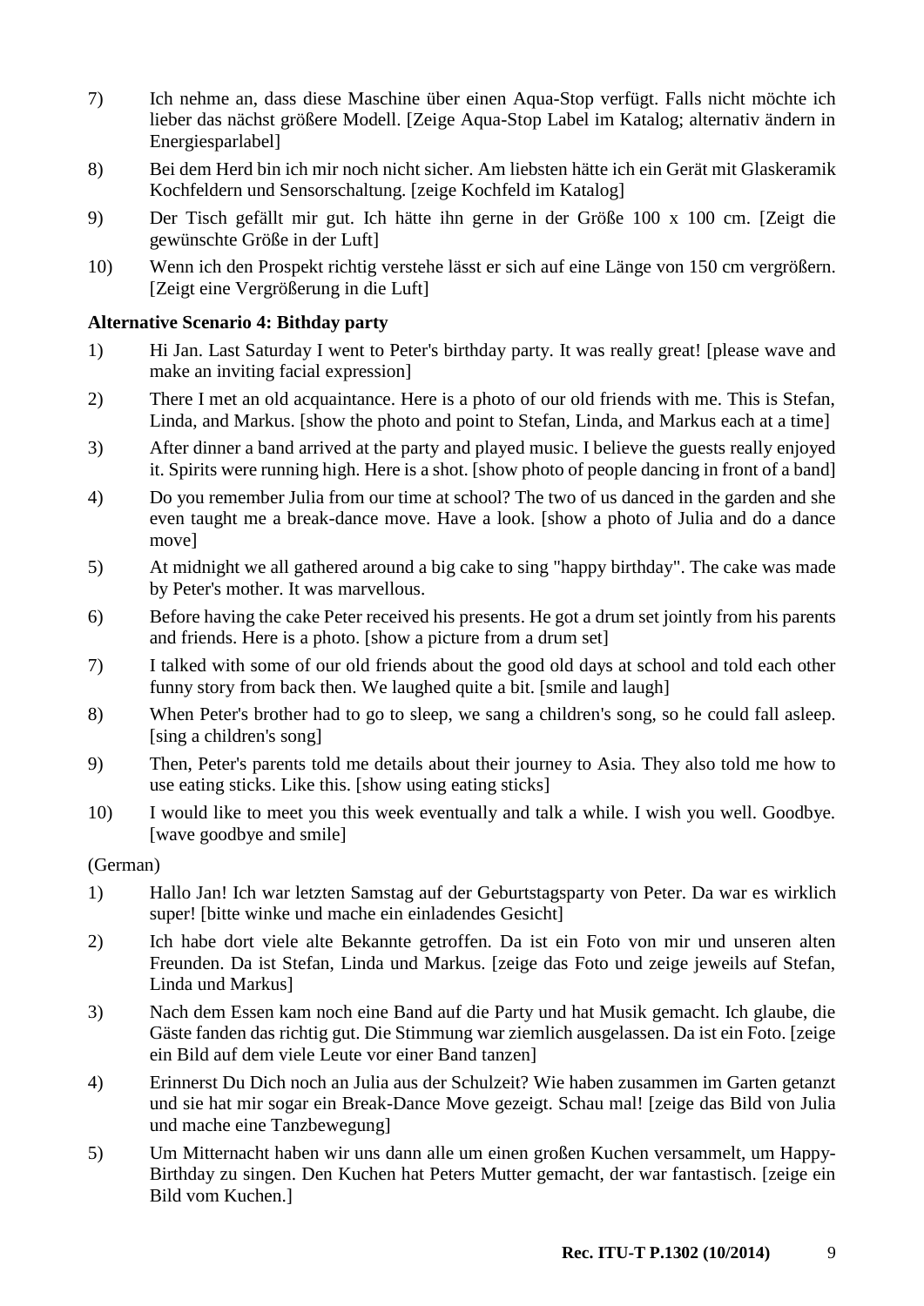7) Ich nehme an, dass diese Maschine über einen Aqua-Stop verfügt. Falls nicht möchte ich lieber das nächst größere Modell. [Zeige Aqua-Stop Label im Katalog; alternativ ändern in Energiesparlabel]

8) Bei dem Herd bin ich mir noch nicht sicher. Am liebsten hätte ich ein Gerät mit Glaskeramik Kochfeldern und Sensorschaltung. [zeige Kochfeld im Katalog]

9) Der Tisch gefällt mir gut. Ich hätte ihn gerne in der Größe 100 x 100 cm. [Zeigt die gewünschte Größe in der Luft]

10) Wenn ich den Prospekt richtig verstehe lässt er sich auf eine Länge von 150 cm vergrößern. [Zeigt eine Vergrößerung in die Luft]

**Alternative Scenario 4: Bithday party**

1) Hi Jan. Last Saturday I went to Peter's birthday party. It was really great! [please wave and make an inviting facial expression]

2) There I met an old acquaintance. Here is a photo of our old friends with me. This is Stefan, Linda, and Markus. [show the photo and point to Stefan, Linda, and Markus each at a time]

3) After dinner a band arrived at the party and played music. I believe the guests really enjoyed it. Spirits were running high. Here is a shot. [show photo of people dancing in front of a band]

4) Do you remember Julia from our time at school? The two of us danced in the garden and she even taught me a break-dance move. Have a look. [show a photo of Julia and do a dance move]

5) At midnight we all gathered around a big cake to sing "happy birthday". The cake was made by Peter's mother. It was marvellous.

6) Before having the cake Peter received his presents. He got a drum set jointly from his parents and friends. Here is a photo. [show a picture from a drum set]

7) I talked with some of our old friends about the good old days at school and told each other funny story from back then. We laughed quite a bit. [smile and laugh]

8) When Peter's brother had to go to sleep, we sang a children's song, so he could fall asleep. [sing a children's song]

9) Then, Peter's parents told me details about their journey to Asia. They also told me how to use eating sticks. Like this. [show using eating sticks]

10) I would like to meet you this week eventually and talk a while. I wish you well. Goodbye. [wave goodbye and smile]

(German)

1) Hallo Jan! Ich war letzten Samstag auf der Geburtstagsparty von Peter. Da war es wirklich super! [bitte winke und mache ein einladendes Gesicht]

2) Ich habe dort viele alte Bekannte getroffen. Da ist ein Foto von mir und unseren alten Freunden. Da ist Stefan, Linda und Markus. [zeige das Foto und zeige jeweils auf Stefan, Linda und Markus]

3) Nach dem Essen kam noch eine Band auf die Party und hat Musik gemacht. Ich glaube, die Gäste fanden das richtig gut. Die Stimmung war ziemlich ausgelassen. Da ist ein Foto. [zeige ein Bild auf dem viele Leute vor einer Band tanzen]

4) Erinnerst Du Dich noch an Julia aus der Schulzeit? Wie haben zusammen im Garten getanzt und sie hat mir sogar ein Break-Dance Move gezeigt. Schau mal! [zeige das Bild von Julia und mache eine Tanzbewegung]

5) Um Mitternacht haben wir uns dann alle um einen großen Kuchen versammelt, um Happy-Birthday zu singen. Den Kuchen hat Peters Mutter gemacht, der war fantastisch. [zeige ein Bild vom Kuchen.]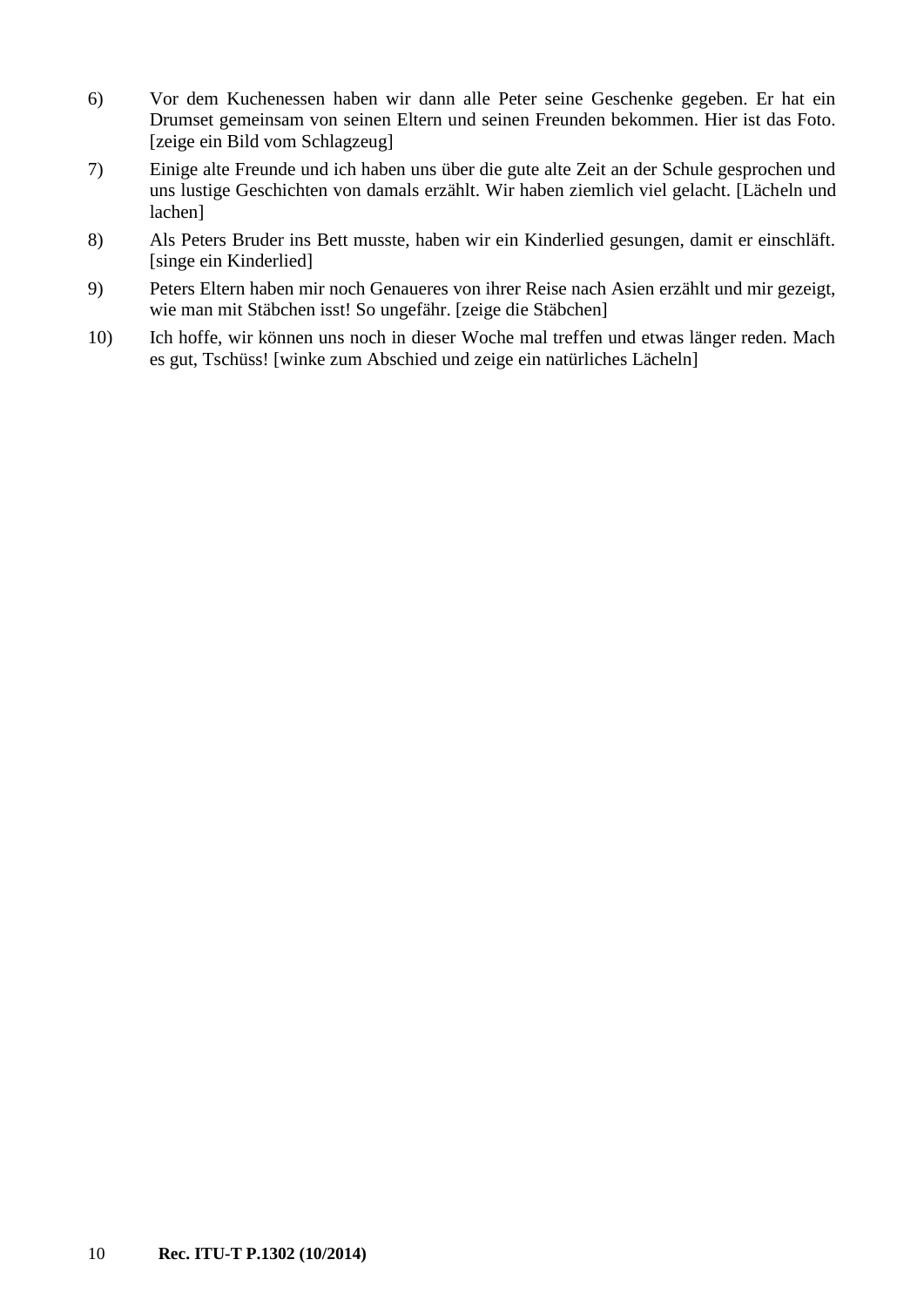6) Vor dem Kuchenessen haben wir dann alle Peter seine Geschenke gegeben. Er hat ein Drumset gemeinsam von seinen Eltern und seinen Freunden bekommen. Hier ist das Foto. [zeige ein Bild vom Schlagzeug]

7) Einige alte Freunde und ich haben uns über die gute alte Zeit an der Schule gesprochen und uns lustige Geschichten von damals erzählt. Wir haben ziemlich viel gelacht. [Lächeln und lachen]

8) Als Peters Bruder ins Bett musste, haben wir ein Kinderlied gesungen, damit er einschläft. [singe ein Kinderlied]

9) Peters Eltern haben mir noch Genaueres von ihrer Reise nach Asien erzählt und mir gezeigt, wie man mit Stäbchen isst! So ungefähr. [zeige die Stäbchen]

10) Ich hoffe, wir können uns noch in dieser Woche mal treffen und etwas länger reden. Mach es gut, Tschüss! [winke zum Abschied und zeige ein natürliches Lächeln]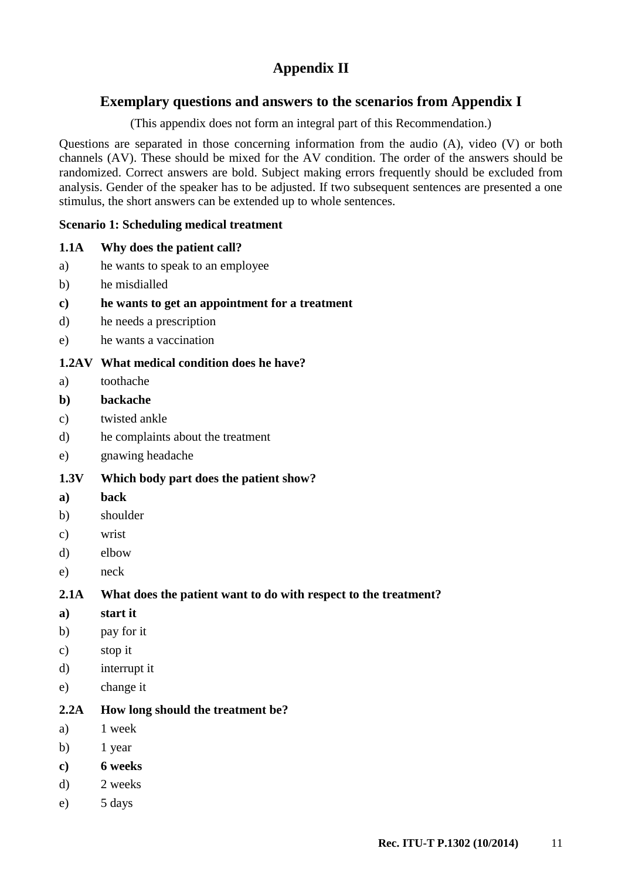# Appendix II

## Exemplary questions and answers to the scenarios from Appendix I

(This appendix does not form an integral part of this Recommendation.)

Questions are separated in those concerning information from the audio (A), video (V) or both channels (AV). These should be mixed for the AV condition. The order of the answers should be randomized. Correct answers are bold. Subject making errors frequently should be excluded from analysis. Gender of the speaker has to be adjusted. If two subsequent sentences are presented a one stimulus, the short answers can be extended up to whole sentences.

**Scenario 1: Scheduling medical treatment**

**1.1A Why does the patient call?**

a) he wants to speak to an employee

b) he misdialled

**c) he wants to get an appointment for a treatment**

d) he needs a prescription

e) he wants a vaccination

**1.2AV What medical condition does he have?**

a) toothache

**b) backache**

c) twisted ankle

d) he complaints about the treatment

e) gnawing headache

**1.3V Which body part does the patient show?**

**a) back**

b) shoulder

c) wrist

d) elbow

e) neck

**2.1A What does the patient want to do with respect to the treatment?**

**a) start it**

b) pay for it

c) stop it

d) interrupt it

e) change it

**2.2A How long should the treatment be?**

a) 1 week

b) 1 year

**c) 6 weeks**

d) 2 weeks

e) 5 days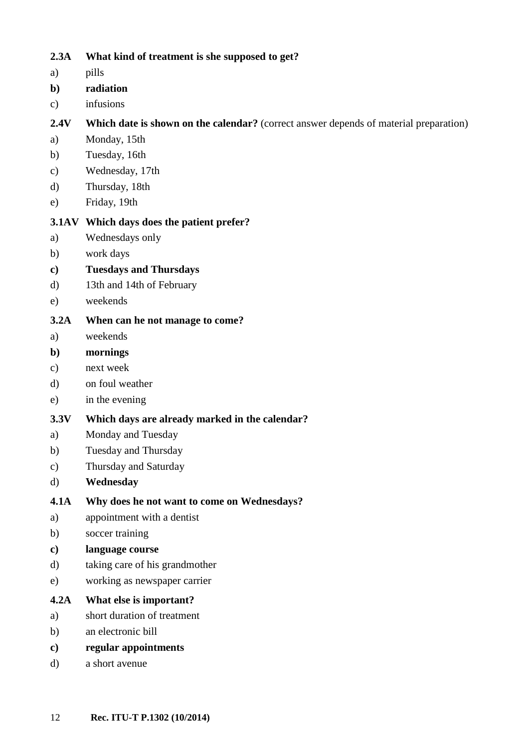**2.3A What kind of treatment is she supposed to get?**

a) pills

**b) radiation**

c) infusions

**2.4V Which date is shown on the calendar?** (correct answer depends of material preparation)

a) Monday, 15th

b) Tuesday, 16th

c) Wednesday, 17th

d) Thursday, 18th

e) Friday, 19th

**3.1AV Which days does the patient prefer?**

a) Wednesdays only

b) work days

**c) Tuesdays and Thursdays**

d) 13th and 14th of February

e) weekends

**3.2A When can he not manage to come?**

a) weekends

**b) mornings**

c) next week

d) on foul weather

e) in the evening

**3.3V Which days are already marked in the calendar?**

a) Monday and Tuesday

b) Tuesday and Thursday

c) Thursday and Saturday

d) **Wednesday**

**4.1A Why does he not want to come on Wednesdays?**

a) appointment with a dentist

b) soccer training

**c) language course**

d) taking care of his grandmother

e) working as newspaper carrier

**4.2A What else is important?**

a) short duration of treatment

b) an electronic bill

**c) regular appointments**

d) a short avenue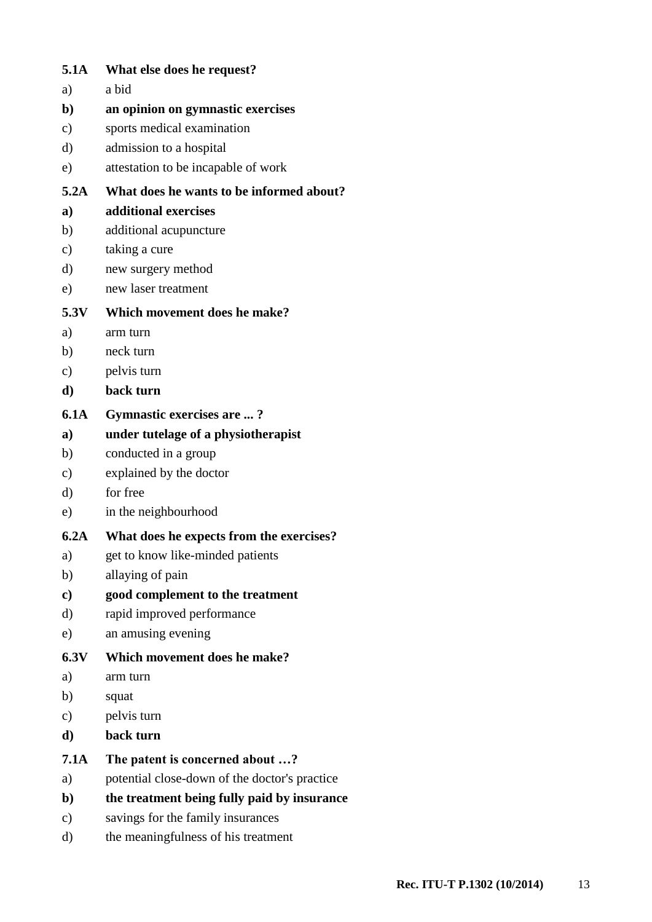**5.1A What else does he request?**

a) a bid

**b) an opinion on gymnastic exercises**

c) sports medical examination

d) admission to a hospital

e) attestation to be incapable of work

**5.2A What does he wants to be informed about?**

**a) additional exercises**

b) additional acupuncture

c) taking a cure

d) new surgery method

e) new laser treatment

**5.3V Which movement does he make?**

a) arm turn

b) neck turn

c) pelvis turn

**d) back turn**

**6.1A Gymnastic exercises are ... ?**

**a) under tutelage of a physiotherapist**

b) conducted in a group

c) explained by the doctor

d) for free

e) in the neighbourhood

**6.2A What does he expects from the exercises?**

a) get to know like-minded patients

b) allaying of pain

**c) good complement to the treatment**

d) rapid improved performance

e) an amusing evening

**6.3V Which movement does he make?**

a) arm turn

b) squat

c) pelvis turn

**d) back turn**

**7.1A The patent is concerned about …?**

a) potential close-down of the doctor's practice

**b) the treatment being fully paid by insurance**

c) savings for the family insurances

d) the meaningfulness of his treatment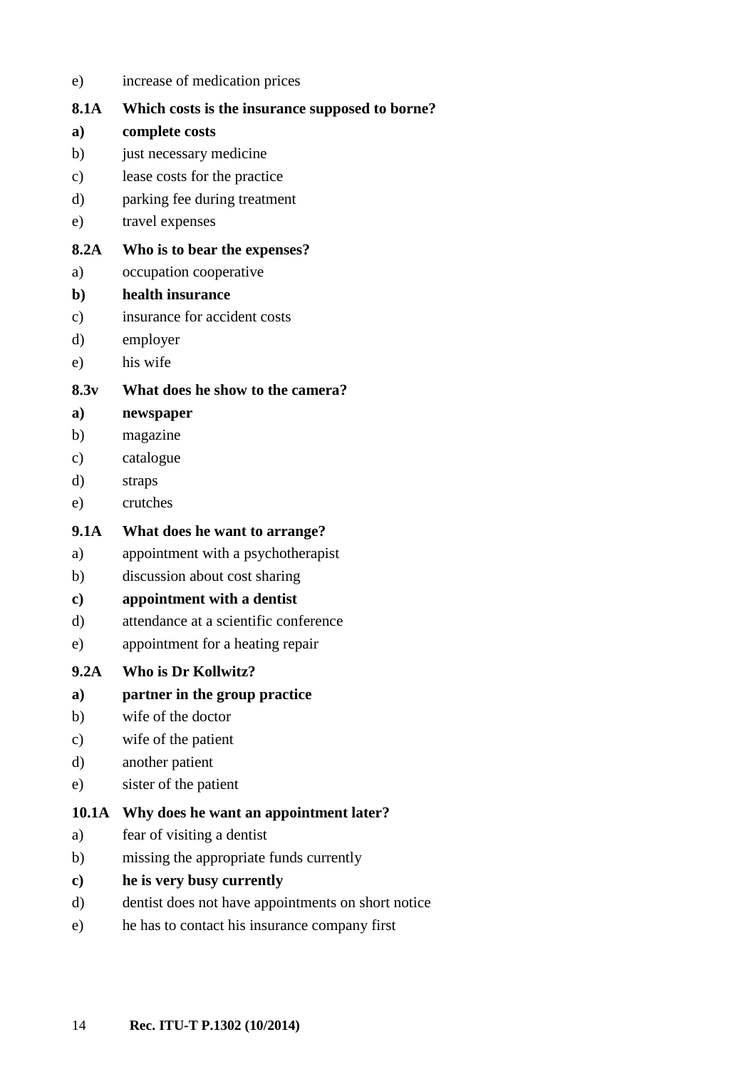e) increase of medication prices

**8.1A Which costs is the insurance supposed to borne?**

**a) complete costs**

b) just necessary medicine

c) lease costs for the practice

d) parking fee during treatment

e) travel expenses

**8.2A Who is to bear the expenses?**

a) occupation cooperative

**b) health insurance**

c) insurance for accident costs

d) employer

e) his wife

**8.3v What does he show to the camera?**

**a) newspaper**

b) magazine

c) catalogue

d) straps

e) crutches

**9.1A What does he want to arrange?**

a) appointment with a psychotherapist

b) discussion about cost sharing

**c) appointment with a dentist**

d) attendance at a scientific conference

e) appointment for a heating repair

**9.2A Who is Dr Kollwitz?**

**a) partner in the group practice**

b) wife of the doctor

c) wife of the patient

d) another patient

e) sister of the patient

**10.1A Why does he want an appointment later?**

a) fear of visiting a dentist

b) missing the appropriate funds currently

**c) he is very busy currently**

d) dentist does not have appointments on short notice

e) he has to contact his insurance company first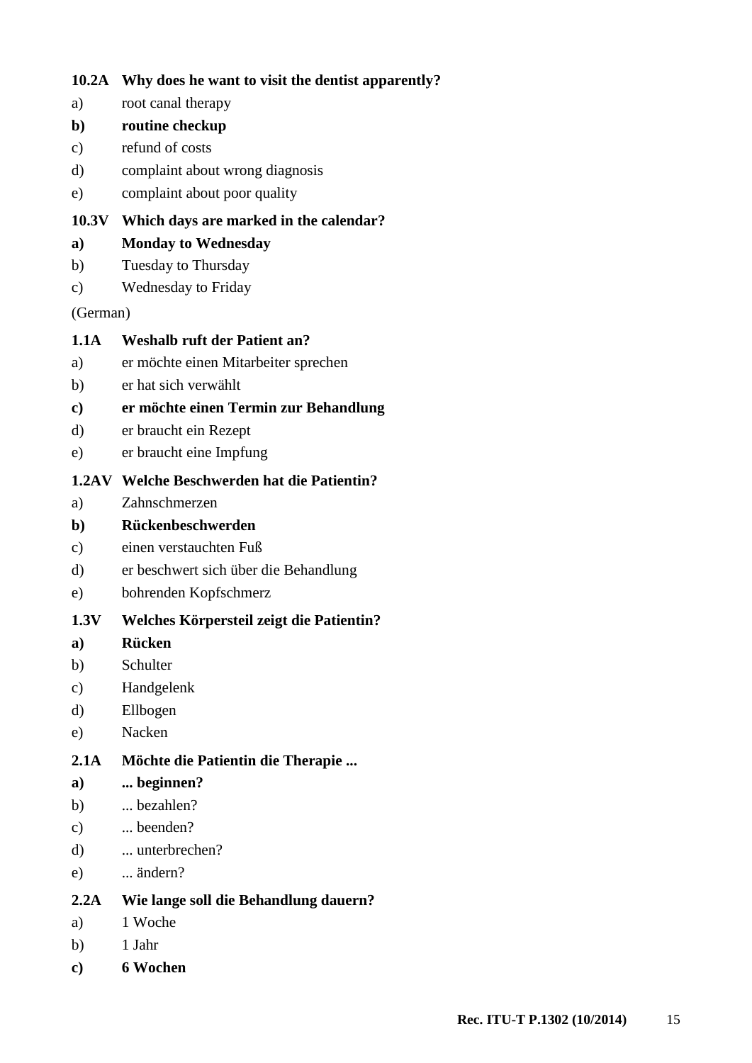**10.2A Why does he want to visit the dentist apparently?**

a) root canal therapy

**b) routine checkup**

c) refund of costs

d) complaint about wrong diagnosis

e) complaint about poor quality

**10.3V Which days are marked in the calendar?**

**a) Monday to Wednesday**

b) Tuesday to Thursday

c) Wednesday to Friday

(German)

**1.1A Weshalb ruft der Patient an?**

a) er möchte einen Mitarbeiter sprechen

b) er hat sich verwählt

**c) er möchte einen Termin zur Behandlung**

d) er braucht ein Rezept

e) er braucht eine Impfung

**1.2AV Welche Beschwerden hat die Patientin?**

a) Zahnschmerzen

**b) Rückenbeschwerden**

c) einen verstauchten Fuß

d) er beschwert sich über die Behandlung

e) bohrenden Kopfschmerz

**1.3V Welches Körpersteil zeigt die Patientin?**

**a) Rücken**

b) Schulter

c) Handgelenk

d) Ellbogen

e) Nacken

**2.1A Möchte die Patientin die Therapie ...**

**a) ... beginnen?**

b) ... bezahlen?

c) ... beenden?

d) ... unterbrechen?

e) ... ändern?

**2.2A Wie lange soll die Behandlung dauern?**

a) 1 Woche

b) 1 Jahr

**c) 6 Wochen**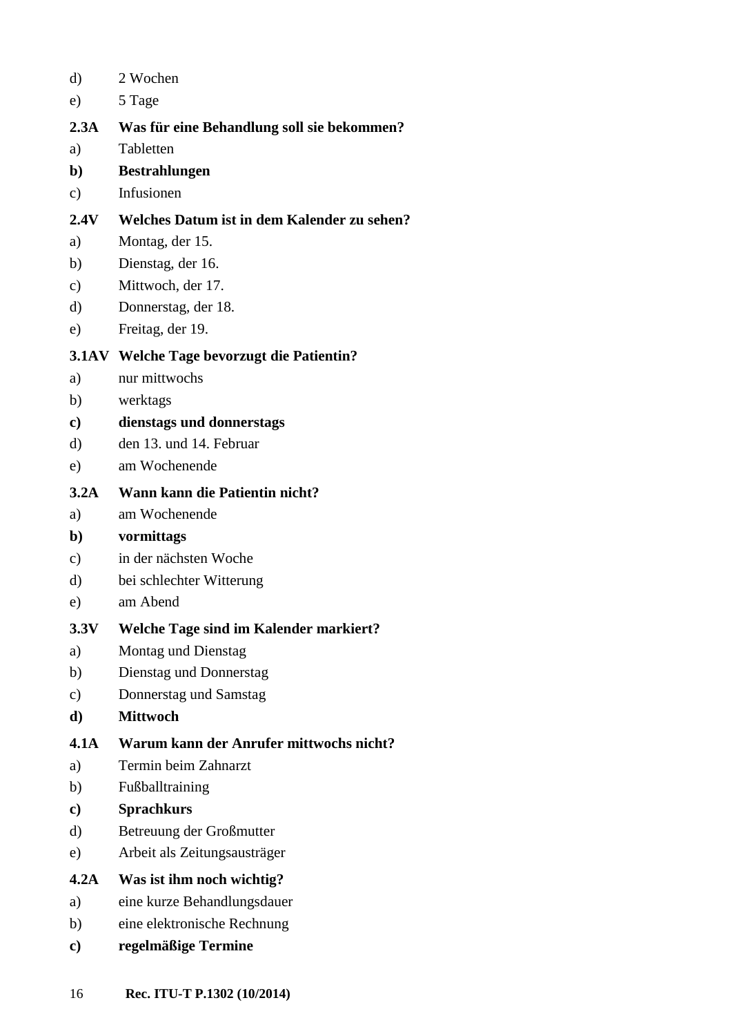d) 2 Wochen

e) 5 Tage

**2.3A Was für eine Behandlung soll sie bekommen?**

a) Tabletten

**b) Bestrahlungen**

c) Infusionen

**2.4V Welches Datum ist in dem Kalender zu sehen?**

a) Montag, der 15.

b) Dienstag, der 16.

c) Mittwoch, der 17.

d) Donnerstag, der 18.

e) Freitag, der 19.

**3.1AV Welche Tage bevorzugt die Patientin?**

a) nur mittwochs

b) werktags

**c) dienstags und donnerstags**

d) den 13. und 14. Februar

e) am Wochenende

**3.2A Wann kann die Patientin nicht?**

a) am Wochenende

**b) vormittags**

c) in der nächsten Woche

d) bei schlechter Witterung

e) am Abend

**3.3V Welche Tage sind im Kalender markiert?**

a) Montag und Dienstag

b) Dienstag und Donnerstag

c) Donnerstag und Samstag

**d) Mittwoch**

**4.1A Warum kann der Anrufer mittwochs nicht?**

a) Termin beim Zahnarzt

b) Fußballtraining

**c) Sprachkurs**

d) Betreuung der Großmutter

e) Arbeit als Zeitungsausträger

**4.2A Was ist ihm noch wichtig?**

a) eine kurze Behandlungsdauer

b) eine elektronische Rechnung

**c) regelmäßige Termine**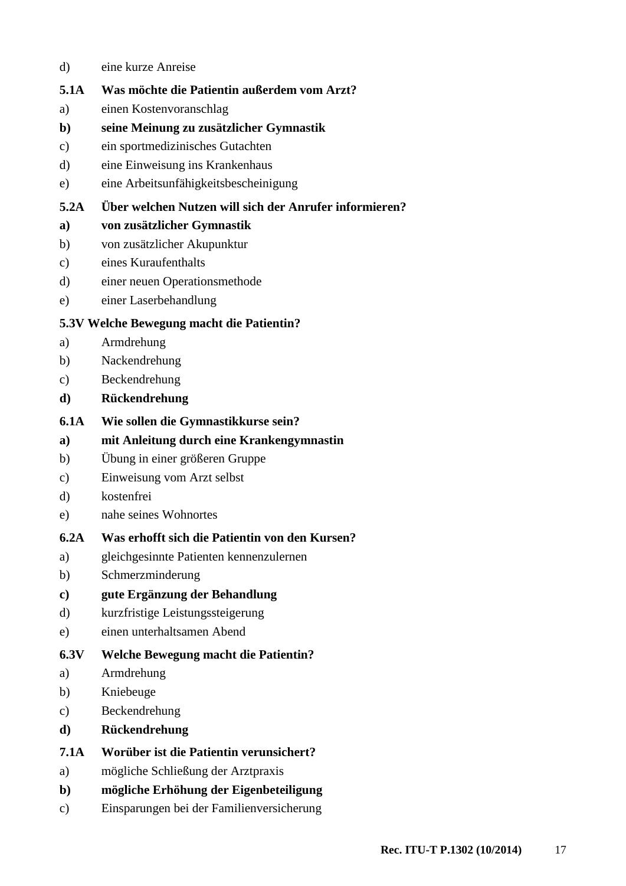d) eine kurze Anreise

**5.1A Was möchte die Patientin außerdem vom Arzt?**

a) einen Kostenvoranschlag

**b) seine Meinung zu zusätzlicher Gymnastik**

c) ein sportmedizinisches Gutachten

d) eine Einweisung ins Krankenhaus

e) eine Arbeitsunfähigkeitsbescheinigung

**5.2A Über welchen Nutzen will sich der Anrufer informieren?**

**a) von zusätzlicher Gymnastik**

b) von zusätzlicher Akupunktur

c) eines Kuraufenthalts

d) einer neuen Operationsmethode

e) einer Laserbehandlung

**5.3V Welche Bewegung macht die Patientin?**

a) Armdrehung

b) Nackendrehung

c) Beckendrehung

**d) Rückendrehung**

**6.1A Wie sollen die Gymnastikkurse sein?**

**a) mit Anleitung durch eine Krankengymnastin**

b) Übung in einer größeren Gruppe

c) Einweisung vom Arzt selbst

d) kostenfrei

e) nahe seines Wohnortes

**6.2A Was erhofft sich die Patientin von den Kursen?**

a) gleichgesinnte Patienten kennenzulernen

b) Schmerzminderung

**c) gute Ergänzung der Behandlung**

d) kurzfristige Leistungssteigerung

e) einen unterhaltsamen Abend

**6.3V Welche Bewegung macht die Patientin?**

a) Armdrehung

b) Kniebeuge

c) Beckendrehung

**d) Rückendrehung**

**7.1A Worüber ist die Patientin verunsichert?**

a) mögliche Schließung der Arztpraxis

**b) mögliche Erhöhung der Eigenbeteiligung**

c) Einsparungen bei der Familienversicherung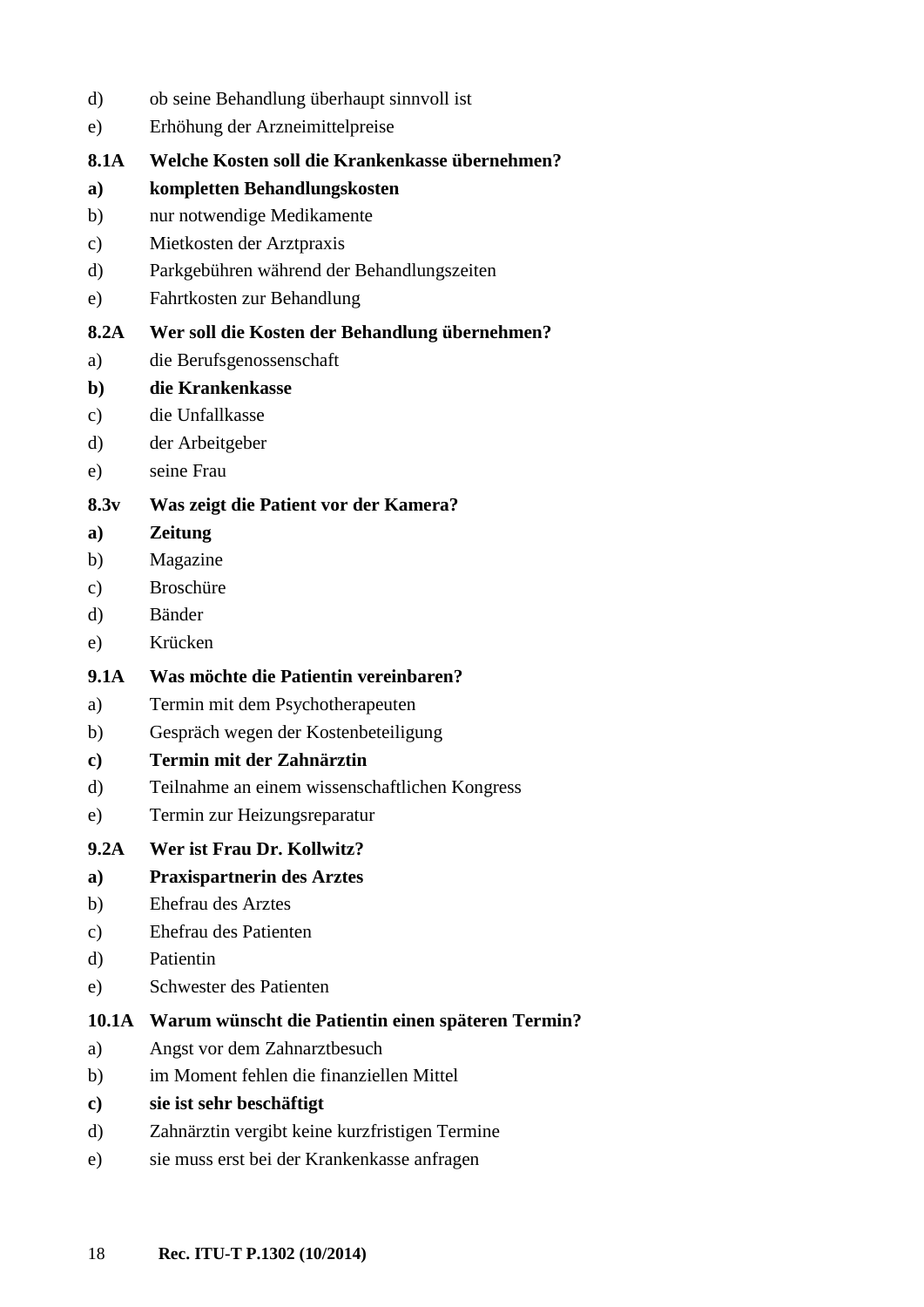d) ob seine Behandlung überhaupt sinnvoll ist

e) Erhöhung der Arzneimittelpreise

**8.1A Welche Kosten soll die Krankenkasse übernehmen?**

**a) kompletten Behandlungskosten**

b) nur notwendige Medikamente

c) Mietkosten der Arztpraxis

d) Parkgebühren während der Behandlungszeiten

e) Fahrtkosten zur Behandlung

**8.2A Wer soll die Kosten der Behandlung übernehmen?**

a) die Berufsgenossenschaft

**b) die Krankenkasse**

c) die Unfallkasse

d) der Arbeitgeber

e) seine Frau

**8.3v Was zeigt die Patient vor der Kamera?**

**a) Zeitung**

b) Magazine

c) Broschüre

d) Bänder

e) Krücken

**9.1A Was möchte die Patientin vereinbaren?**

a) Termin mit dem Psychotherapeuten

b) Gespräch wegen der Kostenbeteiligung

**c) Termin mit der Zahnärztin**

d) Teilnahme an einem wissenschaftlichen Kongress

e) Termin zur Heizungsreparatur

**9.2A Wer ist Frau Dr. Kollwitz?**

**a) Praxispartnerin des Arztes**

b) Ehefrau des Arztes

c) Ehefrau des Patienten

d) Patientin

e) Schwester des Patienten

**10.1A Warum wünscht die Patientin einen späteren Termin?**

a) Angst vor dem Zahnarztbesuch

b) im Moment fehlen die finanziellen Mittel

**c) sie ist sehr beschäftigt**

d) Zahnärztin vergibt keine kurzfristigen Termine

e) sie muss erst bei der Krankenkasse anfragen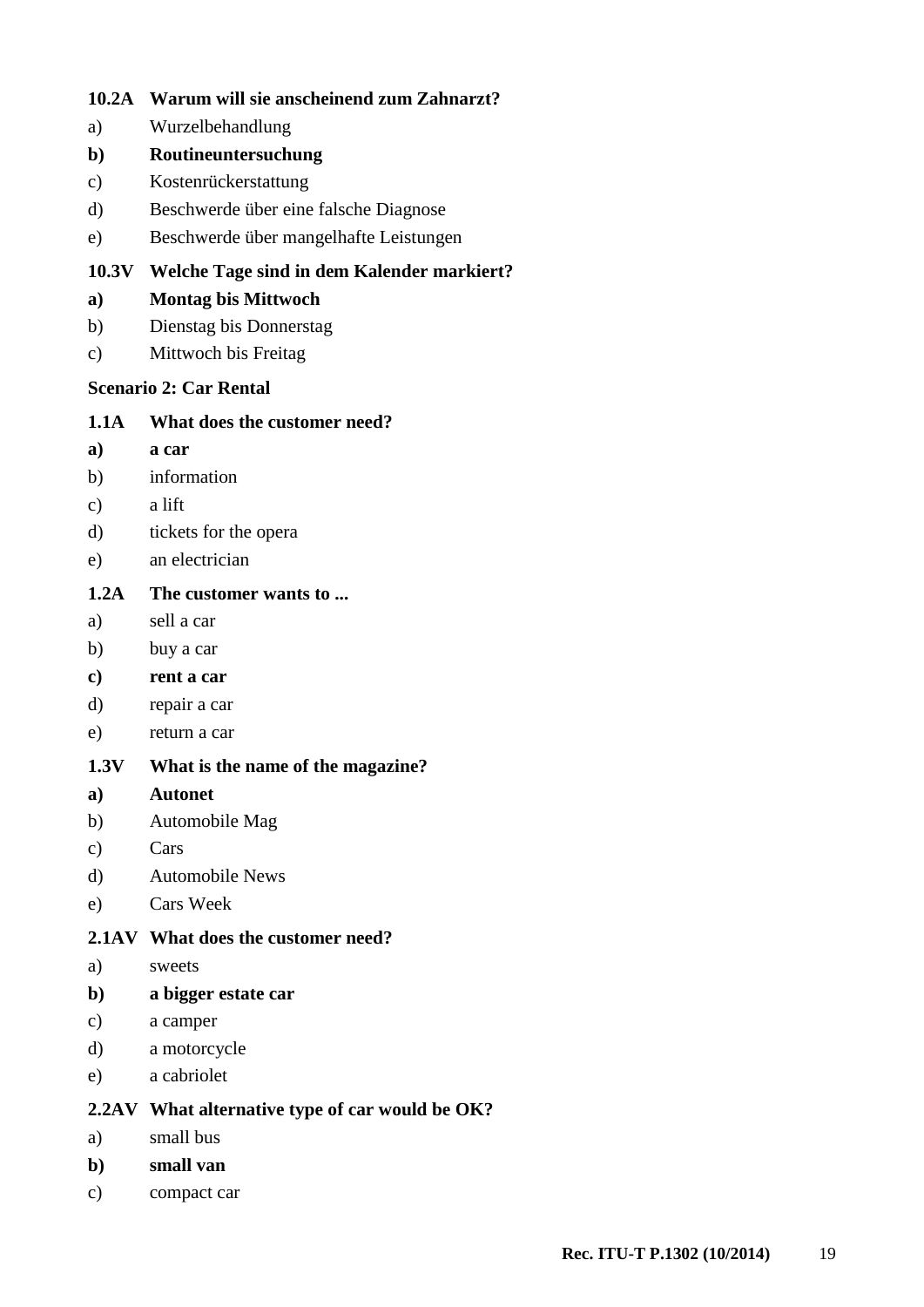**10.2A Warum will sie anscheinend zum Zahnarzt?**

a) Wurzelbehandlung

**b) Routineuntersuchung**

c) Kostenrückerstattung

d) Beschwerde über eine falsche Diagnose

e) Beschwerde über mangelhafte Leistungen

**10.3V Welche Tage sind in dem Kalender markiert?**

**a) Montag bis Mittwoch**

b) Dienstag bis Donnerstag

c) Mittwoch bis Freitag

**Scenario 2: Car Rental**

**1.1A What does the customer need?**

**a) a car**

b) information

c) a lift

d) tickets for the opera

e) an electrician

**1.2A The customer wants to ...**

a) sell a car

b) buy a car

**c) rent a car**

d) repair a car

e) return a car

**1.3V What is the name of the magazine?**

**a) Autonet**

b) Automobile Mag

c) Cars

d) Automobile News

e) Cars Week

**2.1AV What does the customer need?**

a) sweets

**b) a bigger estate car**

c) a camper

d) a motorcycle

e) a cabriolet

**2.2AV What alternative type of car would be OK?**

a) small bus

**b) small van**

c) compact car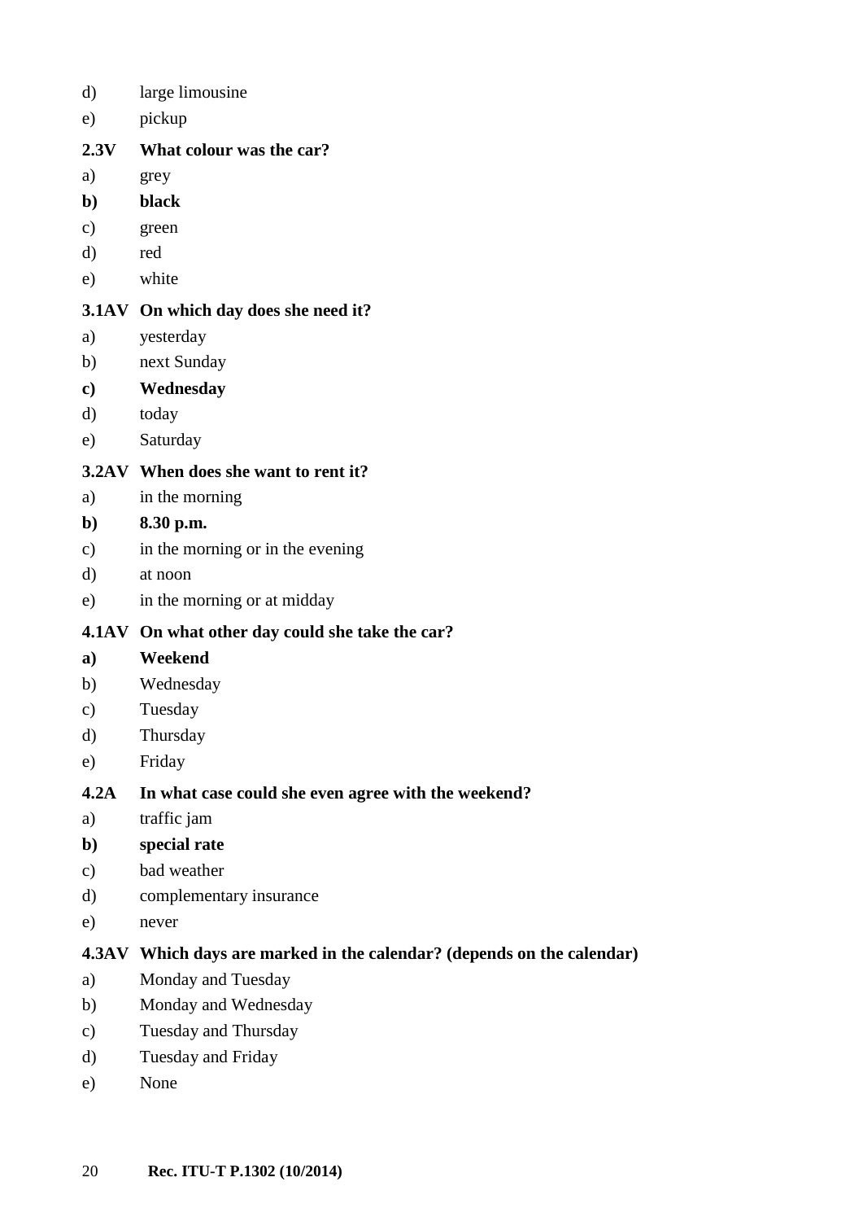d) large limousine

e) pickup

**2.3V What colour was the car?**

a) grey

**b) black**

c) green

d) red

e) white

**3.1AV On which day does she need it?**

a) yesterday

b) next Sunday

**c) Wednesday**

d) today

e) Saturday

**3.2AV When does she want to rent it?**

a) in the morning

**b) 8.30 p.m.**

c) in the morning or in the evening

d) at noon

e) in the morning or at midday

**4.1AV On what other day could she take the car?**

**a) Weekend**

b) Wednesday

c) Tuesday

d) Thursday

e) Friday

**4.2A In what case could she even agree with the weekend?**

a) traffic jam

**b) special rate**

c) bad weather

d) complementary insurance

e) never

**4.3AV Which days are marked in the calendar? (depends on the calendar)**

a) Monday and Tuesday

b) Monday and Wednesday

c) Tuesday and Thursday

d) Tuesday and Friday

e) None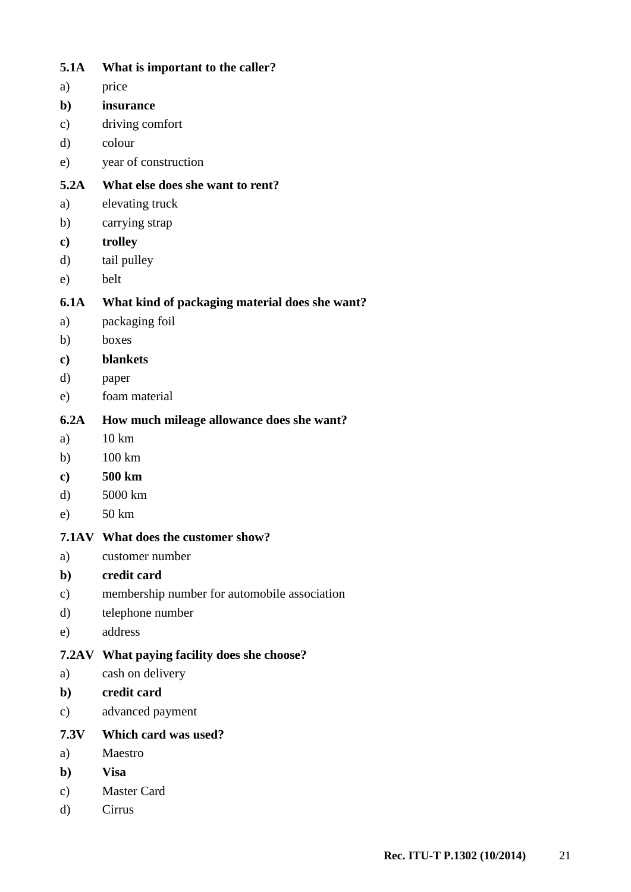**5.1A What is important to the caller?**

a) price

**b) insurance**

c) driving comfort

d) colour

e) year of construction

**5.2A What else does she want to rent?**

a) elevating truck

b) carrying strap

**c) trolley**

d) tail pulley

e) belt

**6.1A What kind of packaging material does she want?**

a) packaging foil

b) boxes

**c) blankets**

d) paper

e) foam material

**6.2A How much mileage allowance does she want?**

a) 10 km

b) 100 km

**c) 500 km**

d) 5000 km

e) 50 km

**7.1AV What does the customer show?**

a) customer number

**b) credit card**

c) membership number for automobile association

d) telephone number

e) address

**7.2AV What paying facility does she choose?**

a) cash on delivery

**b) credit card**

c) advanced payment

**7.3V Which card was used?**

a) Maestro

**b) Visa**

c) Master Card

d) Cirrus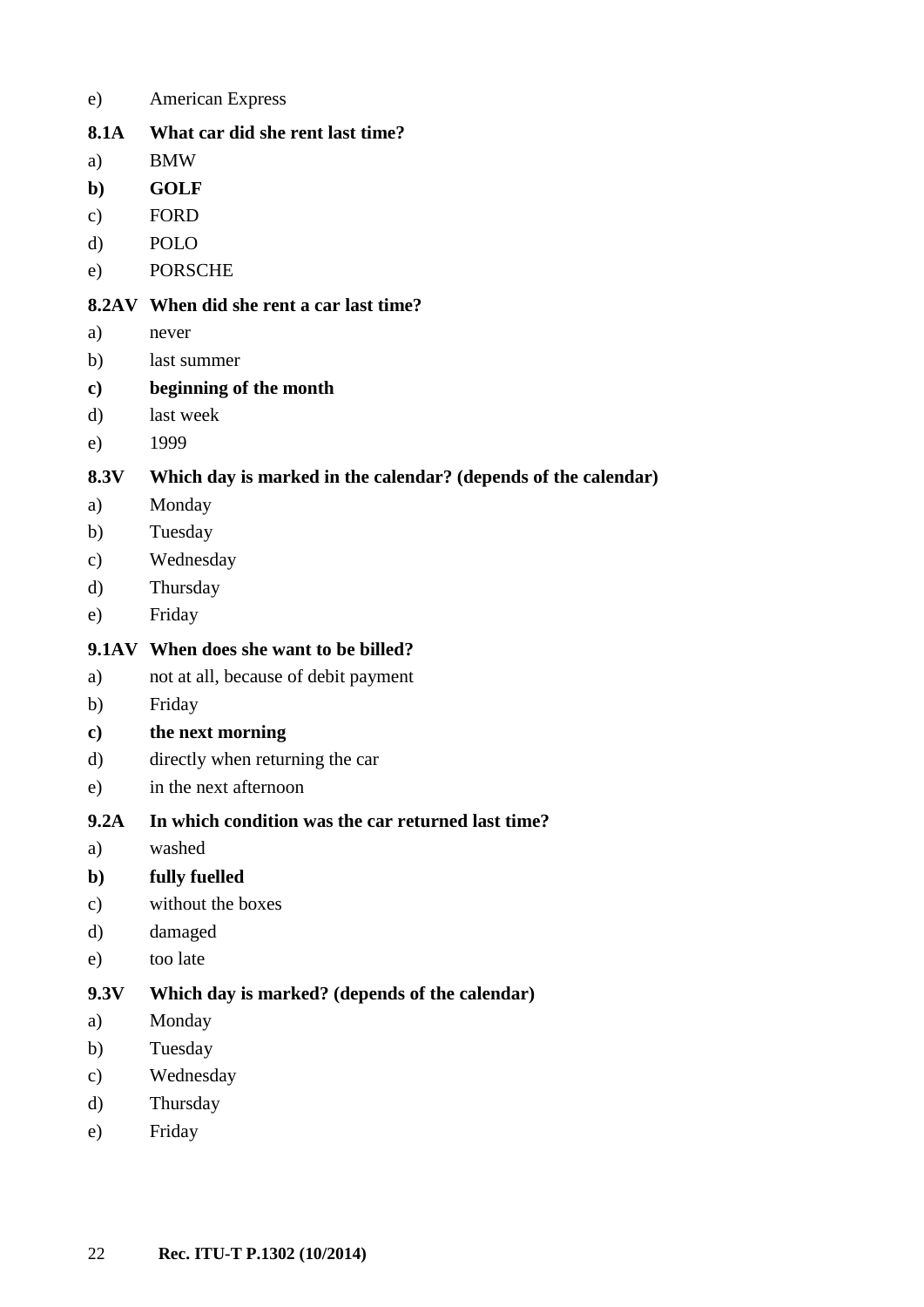e) American Express

**8.1A What car did she rent last time?**

a) BMW

**b) GOLF**

c) FORD

d) POLO

e) PORSCHE

**8.2AV When did she rent a car last time?**

a) never

b) last summer

**c) beginning of the month**

d) last week

e) 1999

**8.3V Which day is marked in the calendar? (depends of the calendar)**

a) Monday

b) Tuesday

c) Wednesday

d) Thursday

e) Friday

**9.1AV When does she want to be billed?**

a) not at all, because of debit payment

b) Friday

**c) the next morning**

d) directly when returning the car

e) in the next afternoon

**9.2A In which condition was the car returned last time?**

a) washed

**b) fully fuelled**

c) without the boxes

d) damaged

e) too late

**9.3V Which day is marked? (depends of the calendar)**

a) Monday

b) Tuesday

c) Wednesday

d) Thursday

e) Friday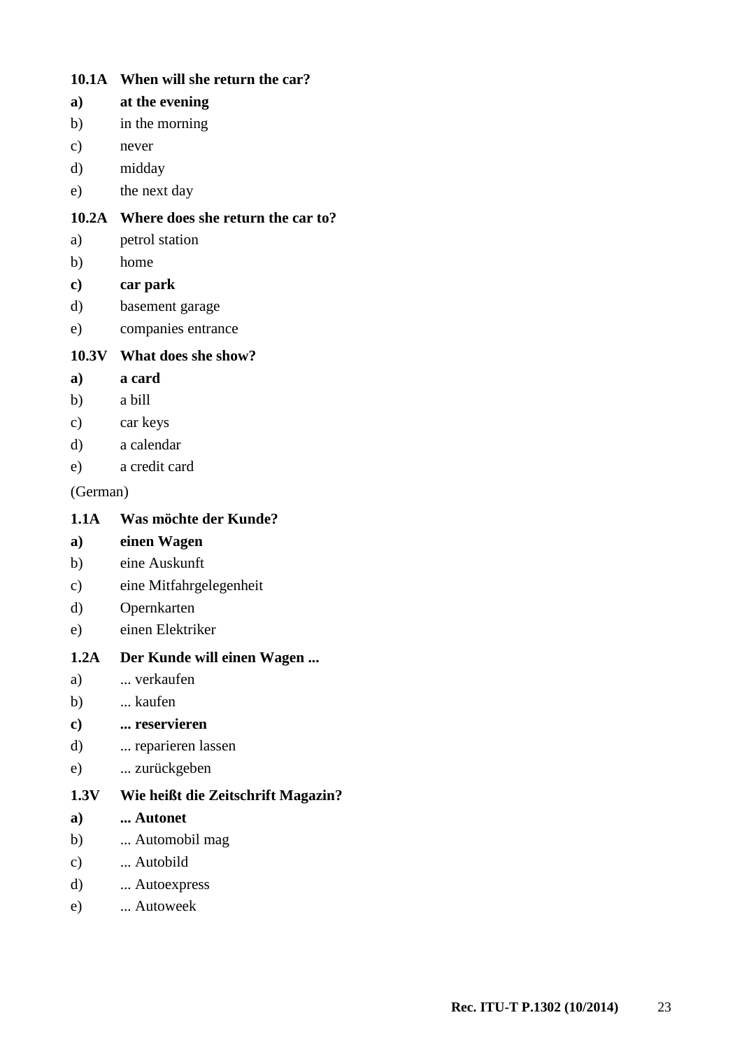**10.1A When will she return the car?**

**a) at the evening**

b) in the morning

c) never

d) midday

e) the next day

**10.2A Where does she return the car to?**

a) petrol station

b) home

**c) car park**

d) basement garage

e) companies entrance

**10.3V What does she show?**

**a) a card**

b) a bill

c) car keys

d) a calendar

e) a credit card

(German)

**1.1A Was möchte der Kunde?**

**a) einen Wagen**

b) eine Auskunft

c) eine Mitfahrgelegenheit

d) Opernkarten

e) einen Elektriker

**1.2A Der Kunde will einen Wagen ...**

a) ... verkaufen

b) ... kaufen

**c) ... reservieren**

d) ... reparieren lassen

e) ... zurückgeben

**1.3V Wie heißt die Zeitschrift Magazin?**

**a) ... Autonet**

b) ... Automobil mag

c) ... Autobild

d) ... Autoexpress

e) ... Autoweek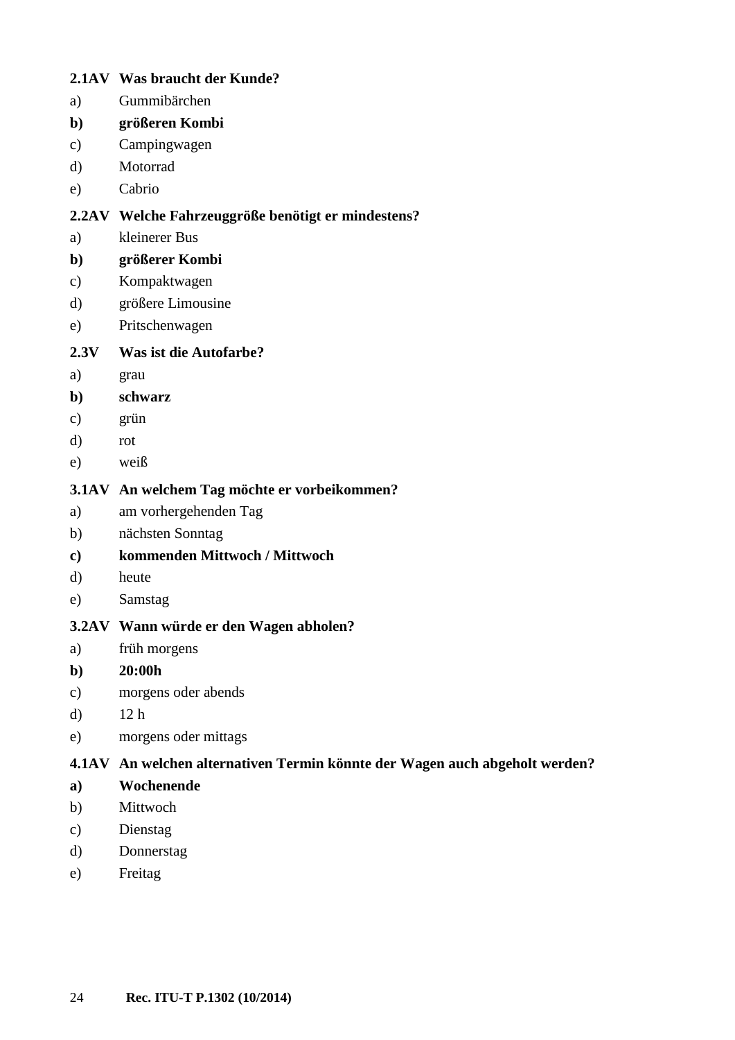**2.1AV Was braucht der Kunde?**

a) Gummibärchen

**b) größeren Kombi**

c) Campingwagen

d) Motorrad

e) Cabrio

**2.2AV Welche Fahrzeuggröße benötigt er mindestens?**

a) kleinerer Bus

**b) größerer Kombi**

c) Kompaktwagen

d) größere Limousine

e) Pritschenwagen

**2.3V Was ist die Autofarbe?**

a) grau

**b) schwarz**

c) grün

d) rot

e) weiß

**3.1AV An welchem Tag möchte er vorbeikommen?**

a) am vorhergehenden Tag

b) nächsten Sonntag

**c) kommenden Mittwoch / Mittwoch**

d) heute

e) Samstag

**3.2AV Wann würde er den Wagen abholen?**

a) früh morgens

**b) 20:00h**

c) morgens oder abends

d) 12 h

e) morgens oder mittags

**4.1AV An welchen alternativen Termin könnte der Wagen auch abgeholt werden?**

**a) Wochenende**

b) Mittwoch

c) Dienstag

d) Donnerstag

e) Freitag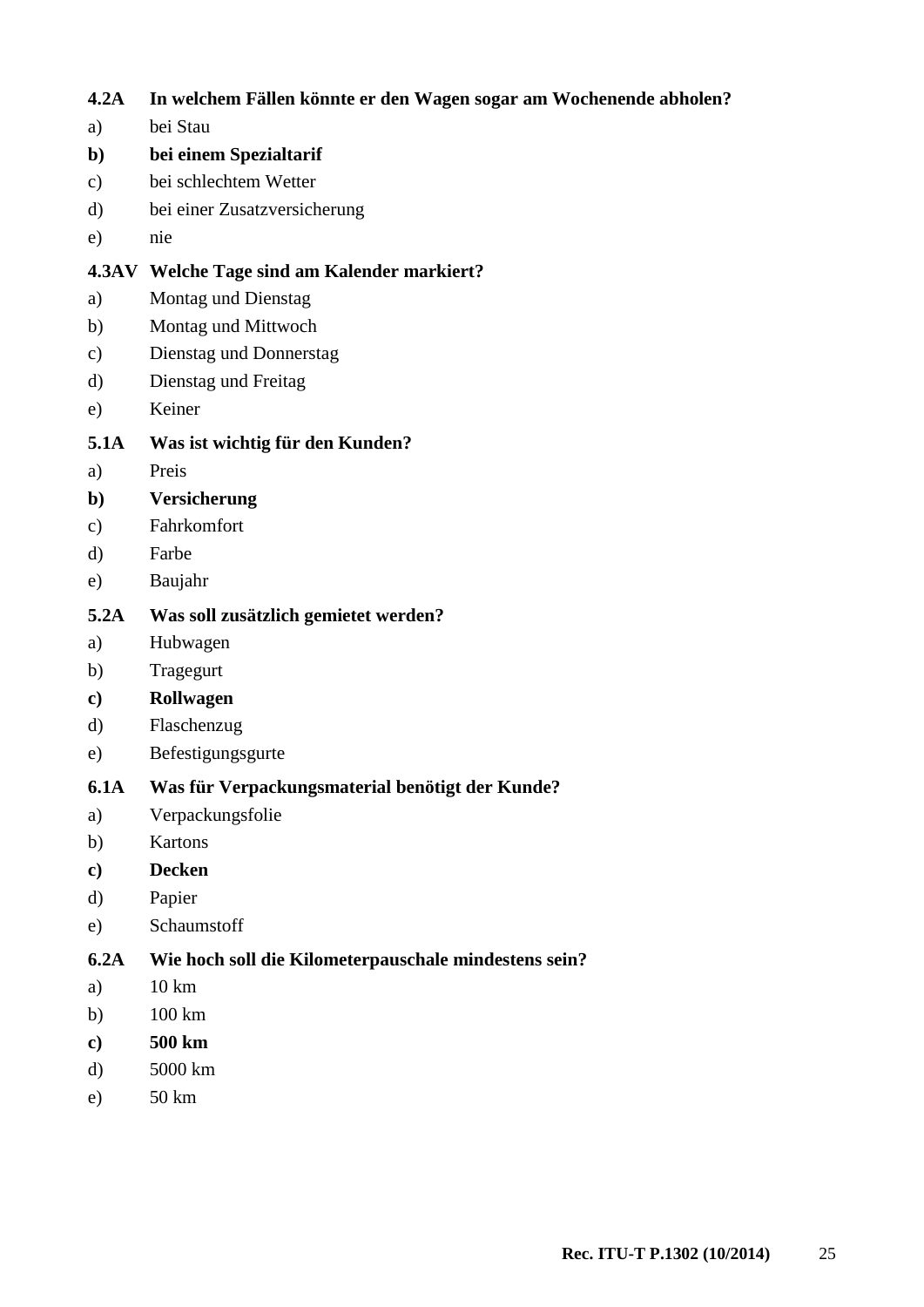**4.2A In welchem Fällen könnte er den Wagen sogar am Wochenende abholen?**

a) bei Stau

**b) bei einem Spezialtarif**

c) bei schlechtem Wetter

d) bei einer Zusatzversicherung

e) nie

**4.3AV Welche Tage sind am Kalender markiert?**

a) Montag und Dienstag

b) Montag und Mittwoch

c) Dienstag und Donnerstag

d) Dienstag und Freitag

e) Keiner

**5.1A Was ist wichtig für den Kunden?**

a) Preis

**b) Versicherung**

c) Fahrkomfort

d) Farbe

e) Baujahr

**5.2A Was soll zusätzlich gemietet werden?**

a) Hubwagen

b) Tragegurt

**c) Rollwagen**

d) Flaschenzug

e) Befestigungsgurte

**6.1A Was für Verpackungsmaterial benötigt der Kunde?**

a) Verpackungsfolie

b) Kartons

**c) Decken**

d) Papier

e) Schaumstoff

**6.2A Wie hoch soll die Kilometerpauschale mindestens sein?**

a) 10 km

b) 100 km

**c) 500 km**

d) 5000 km

e) 50 km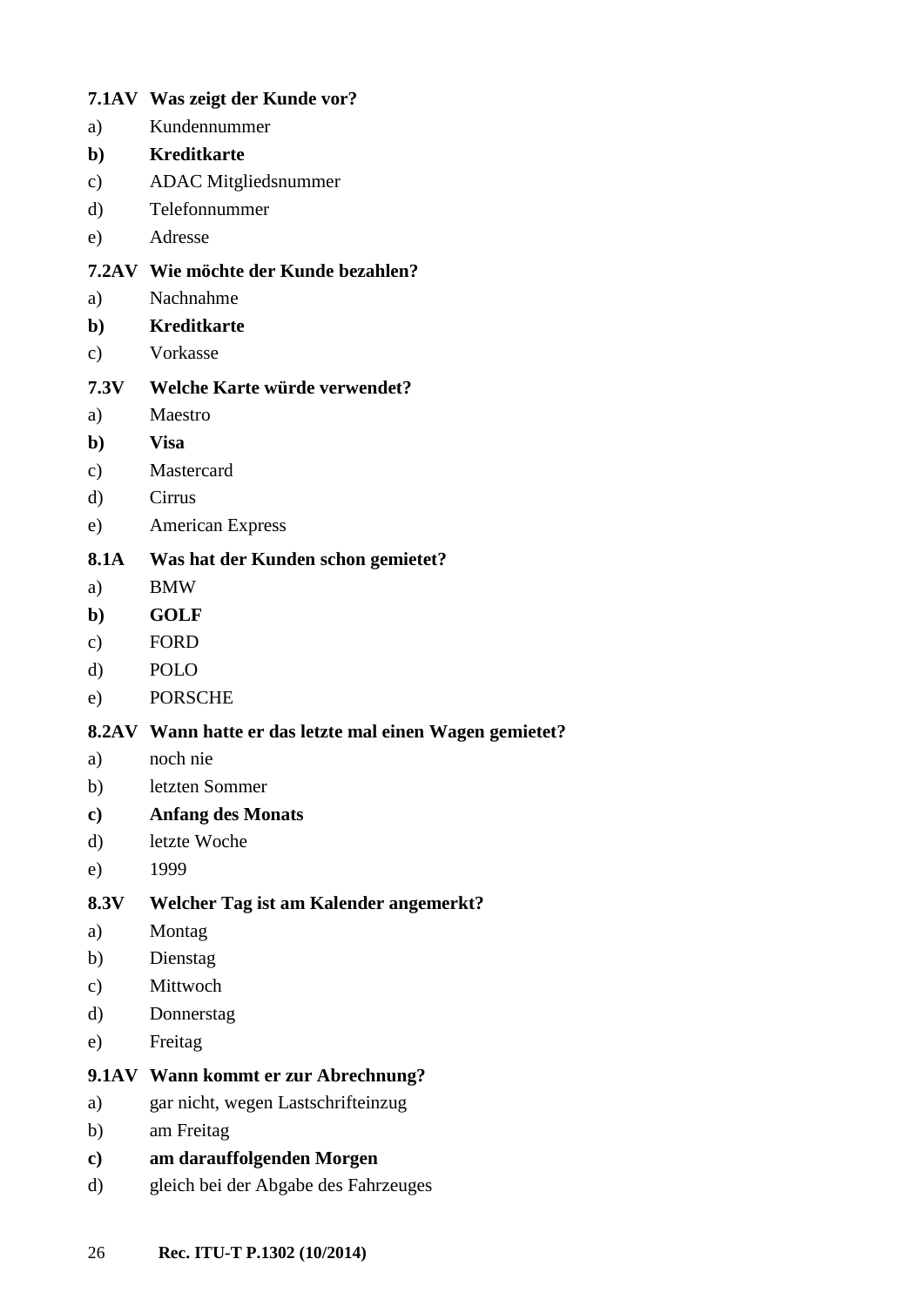**7.1AV Was zeigt der Kunde vor?**

a) Kundennummer

**b) Kreditkarte**

c) ADAC Mitgliedsnummer

d) Telefonnummer

e) Adresse

**7.2AV Wie möchte der Kunde bezahlen?**

a) Nachnahme

**b) Kreditkarte**

c) Vorkasse

**7.3V Welche Karte würde verwendet?**

a) Maestro

**b) Visa**

c) Mastercard

d) Cirrus

e) American Express

**8.1A Was hat der Kunden schon gemietet?**

a) BMW

**b) GOLF**

c) FORD

d) POLO

e) PORSCHE

**8.2AV Wann hatte er das letzte mal einen Wagen gemietet?**

a) noch nie

b) letzten Sommer

**c) Anfang des Monats**

d) letzte Woche

e) 1999

**8.3V Welcher Tag ist am Kalender angemerkt?**

a) Montag

b) Dienstag

c) Mittwoch

d) Donnerstag

e) Freitag

**9.1AV Wann kommt er zur Abrechnung?**

a) gar nicht, wegen Lastschrifteinzug

b) am Freitag

**c) am darauffolgenden Morgen**

d) gleich bei der Abgabe des Fahrzeuges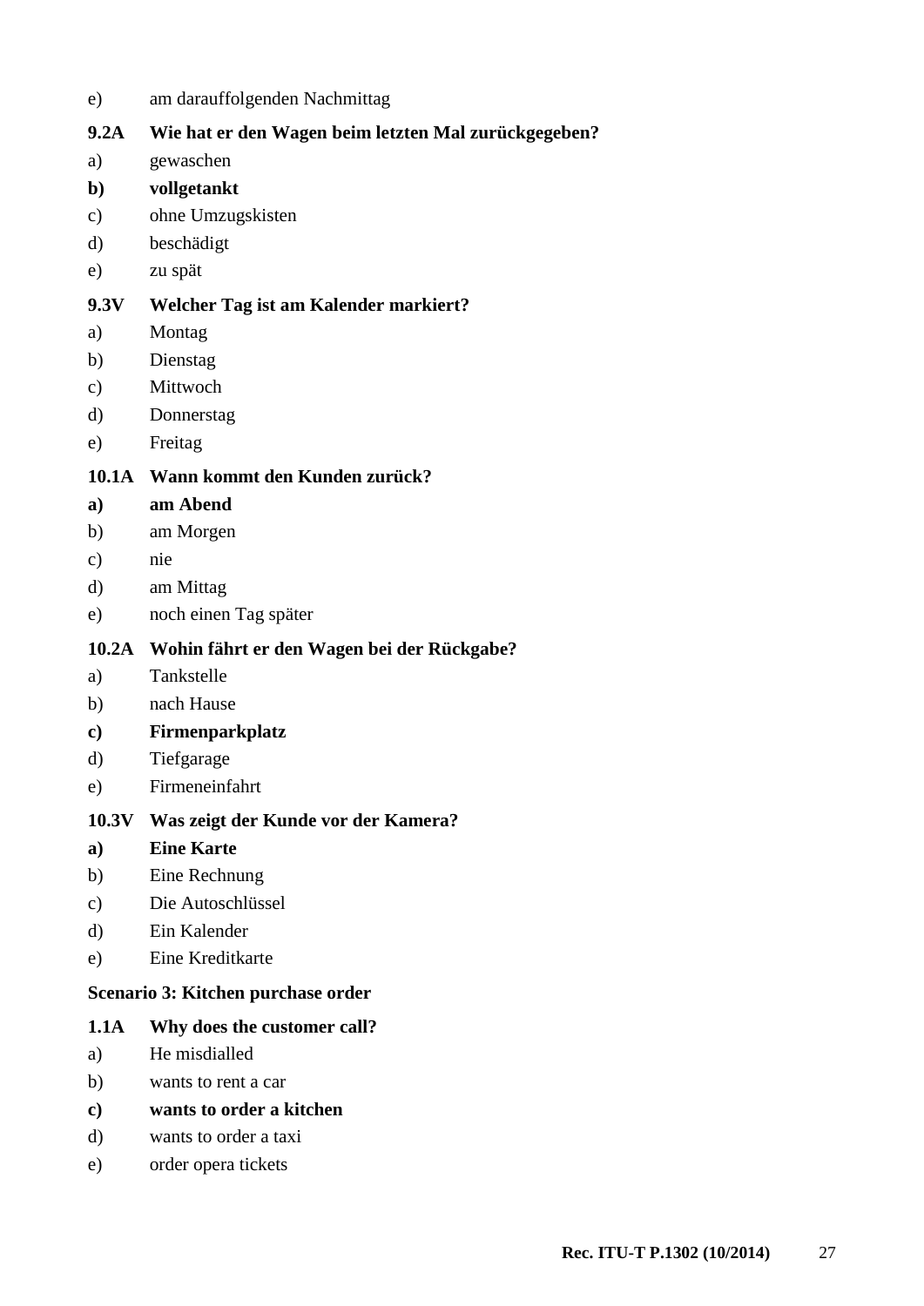e) am darauffolgenden Nachmittag

**9.2A Wie hat er den Wagen beim letzten Mal zurückgegeben?**

a) gewaschen

**b) vollgetankt**

c) ohne Umzugskisten

d) beschädigt

e) zu spät

**9.3V Welcher Tag ist am Kalender markiert?**

a) Montag

b) Dienstag

c) Mittwoch

d) Donnerstag

e) Freitag

**10.1A Wann kommt den Kunden zurück?**

**a) am Abend**

b) am Morgen

c) nie

d) am Mittag

e) noch einen Tag später

**10.2A Wohin fährt er den Wagen bei der Rückgabe?**

a) Tankstelle

b) nach Hause

**c) Firmenparkplatz**

d) Tiefgarage

e) Firmeneinfahrt

**10.3V Was zeigt der Kunde vor der Kamera?**

**a) Eine Karte**

b) Eine Rechnung

c) Die Autoschlüssel

d) Ein Kalender

e) Eine Kreditkarte

**Scenario 3: Kitchen purchase order**

**1.1A Why does the customer call?**

a) He misdialled

b) wants to rent a car

**c) wants to order a kitchen**

d) wants to order a taxi

e) order opera tickets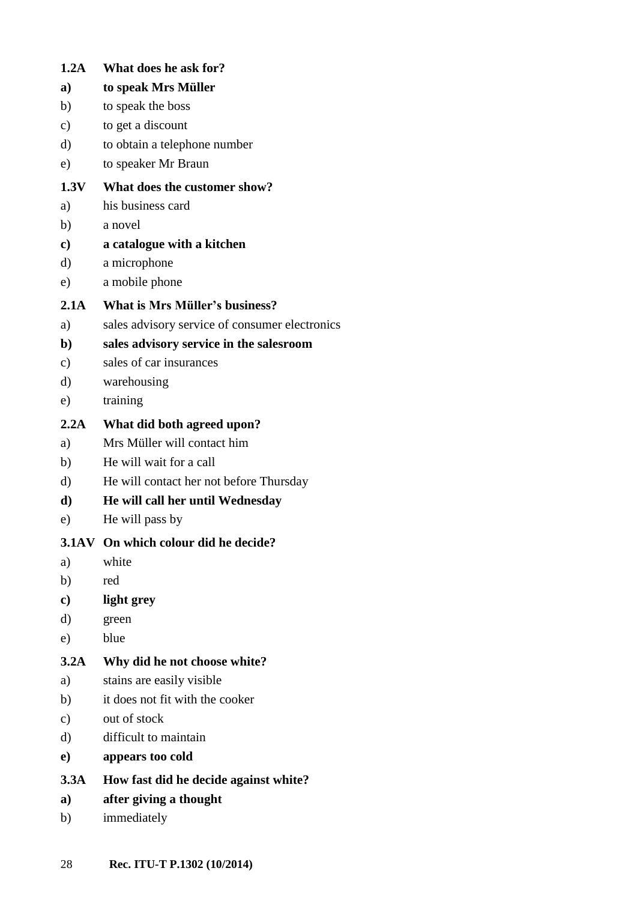**1.2A What does he ask for?**

**a) to speak Mrs Müller**

b) to speak the boss

c) to get a discount

d) to obtain a telephone number

e) to speaker Mr Braun

**1.3V What does the customer show?**

a) his business card

b) a novel

**c) a catalogue with a kitchen**

d) a microphone

e) a mobile phone

**2.1A What is Mrs Müller's business?**

a) sales advisory service of consumer electronics

**b) sales advisory service in the salesroom**

c) sales of car insurances

d) warehousing

e) training

**2.2A What did both agreed upon?**

a) Mrs Müller will contact him

b) He will wait for a call

d) He will contact her not before Thursday

**d) He will call her until Wednesday**

e) He will pass by

**3.1AV On which colour did he decide?**

a) white

b) red

**c) light grey**

d) green

e) blue

**3.2A Why did he not choose white?**

a) stains are easily visible

b) it does not fit with the cooker

c) out of stock

d) difficult to maintain

**e) appears too cold**

**3.3A How fast did he decide against white?**

**a) after giving a thought**

b) immediately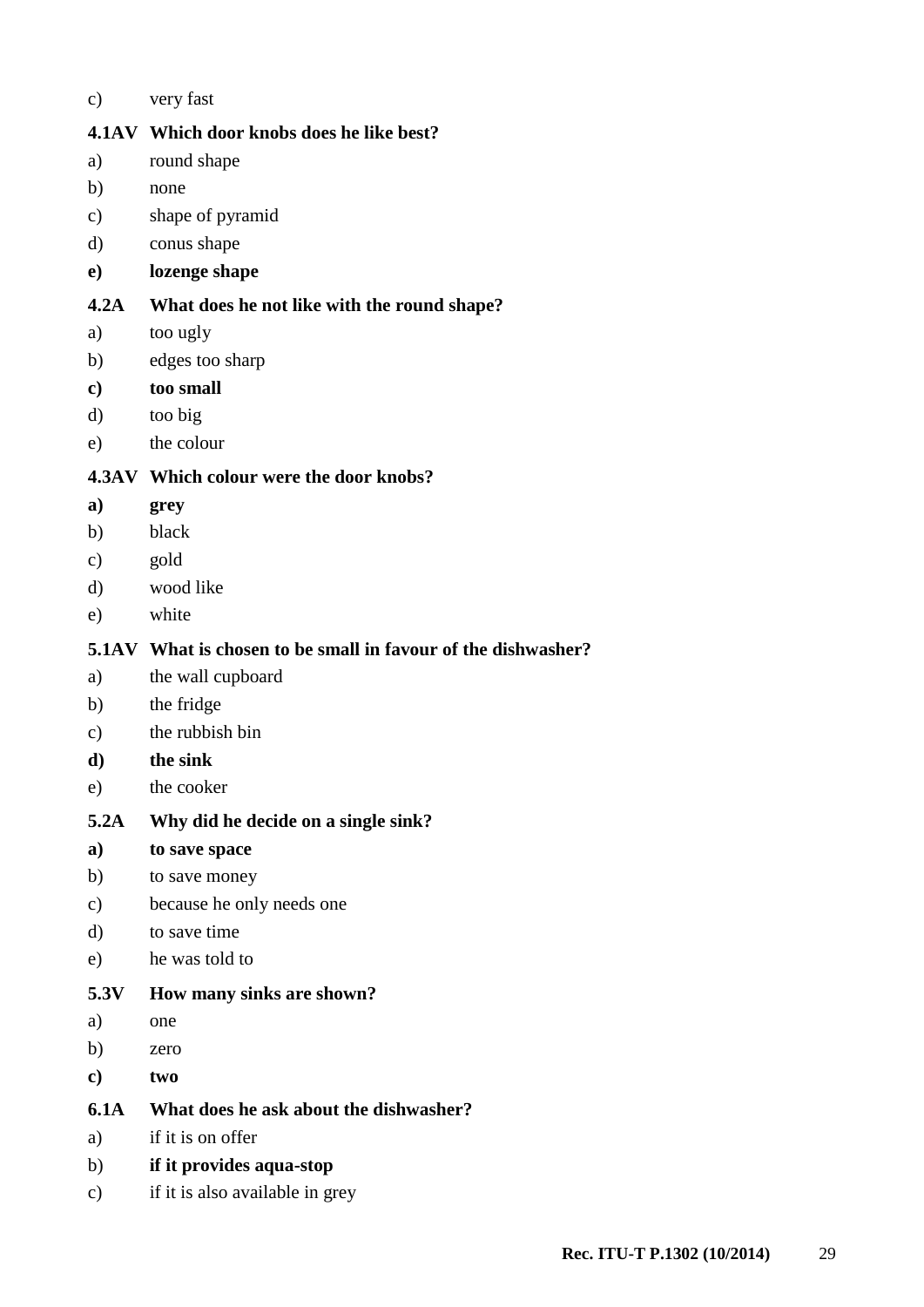c) very fast

**4.1AV Which door knobs does he like best?**

a) round shape

b) none

c) shape of pyramid

d) conus shape

**e) lozenge shape**

**4.2A What does he not like with the round shape?**

a) too ugly

b) edges too sharp

**c) too small**

d) too big

e) the colour

**4.3AV Which colour were the door knobs?**

**a) grey**

b) black

c) gold

d) wood like

e) white

**5.1AV What is chosen to be small in favour of the dishwasher?**

a) the wall cupboard

b) the fridge

c) the rubbish bin

**d) the sink**

e) the cooker

**5.2A Why did he decide on a single sink?**

**a) to save space**

b) to save money

c) because he only needs one

d) to save time

e) he was told to

**5.3V How many sinks are shown?**

a) one

b) zero

**c) two**

**6.1A What does he ask about the dishwasher?**

a) if it is on offer

b) **if it provides aqua-stop**

c) if it is also available in grey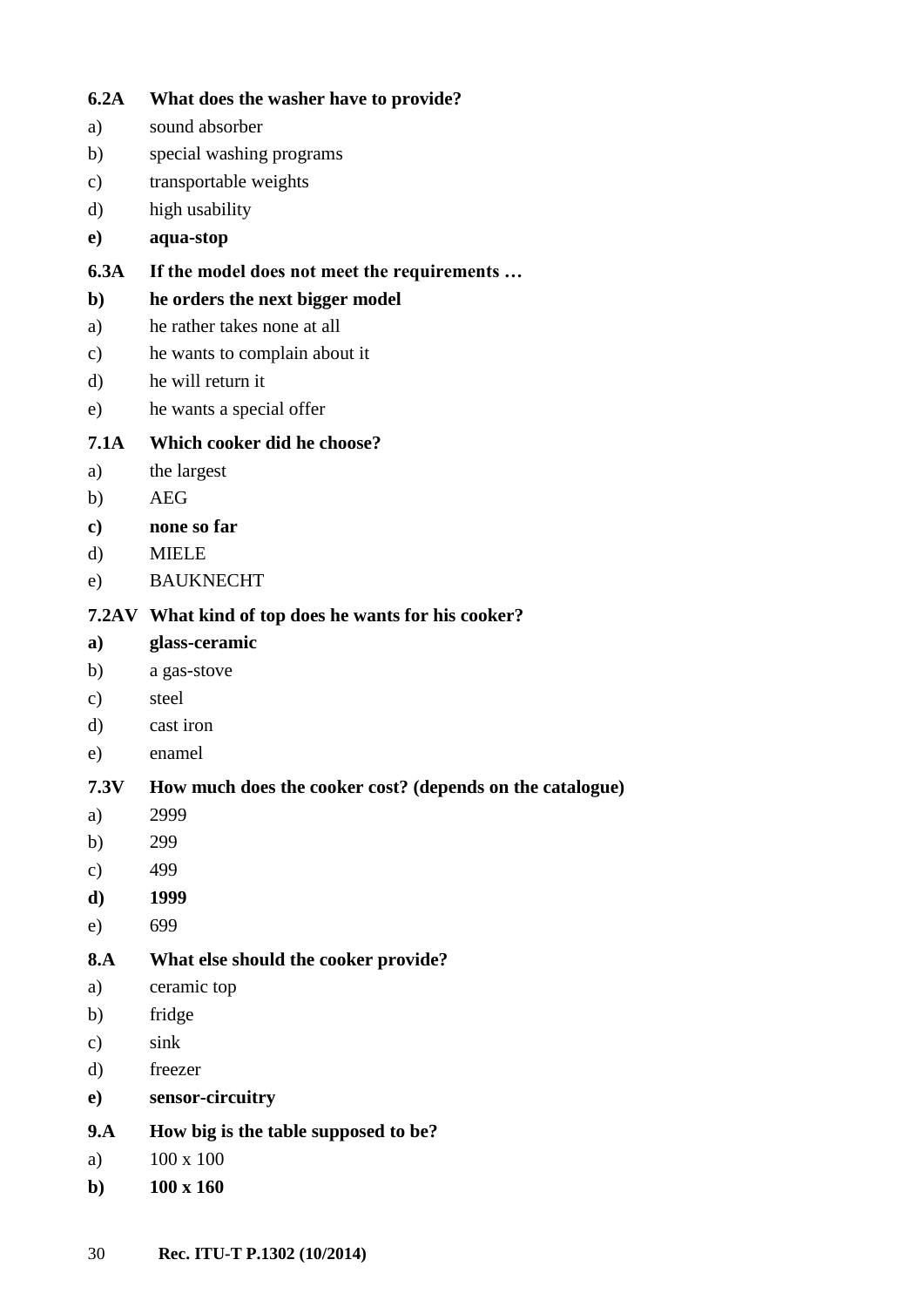**6.2A What does the washer have to provide?**

a) sound absorber

b) special washing programs

c) transportable weights

d) high usability

**e) aqua-stop**

**6.3A If the model does not meet the requirements …**

**b) he orders the next bigger model**

a) he rather takes none at all

c) he wants to complain about it

d) he will return it

e) he wants a special offer

**7.1A Which cooker did he choose?**

a) the largest

b) AEG

**c) none so far**

d) MIELE

e) BAUKNECHT

**7.2AV What kind of top does he wants for his cooker?**

**a) glass-ceramic**

b) a gas-stove

c) steel

d) cast iron

e) enamel

**7.3V How much does the cooker cost? (depends on the catalogue)**

a) 2999

b) 299

c) 499

**d) 1999**

e) 699

**8.A What else should the cooker provide?**

a) ceramic top

b) fridge

c) sink

d) freezer

**e) sensor-circuitry**

**9.A How big is the table supposed to be?**

a) 100 x 100

**b) 100 x 160**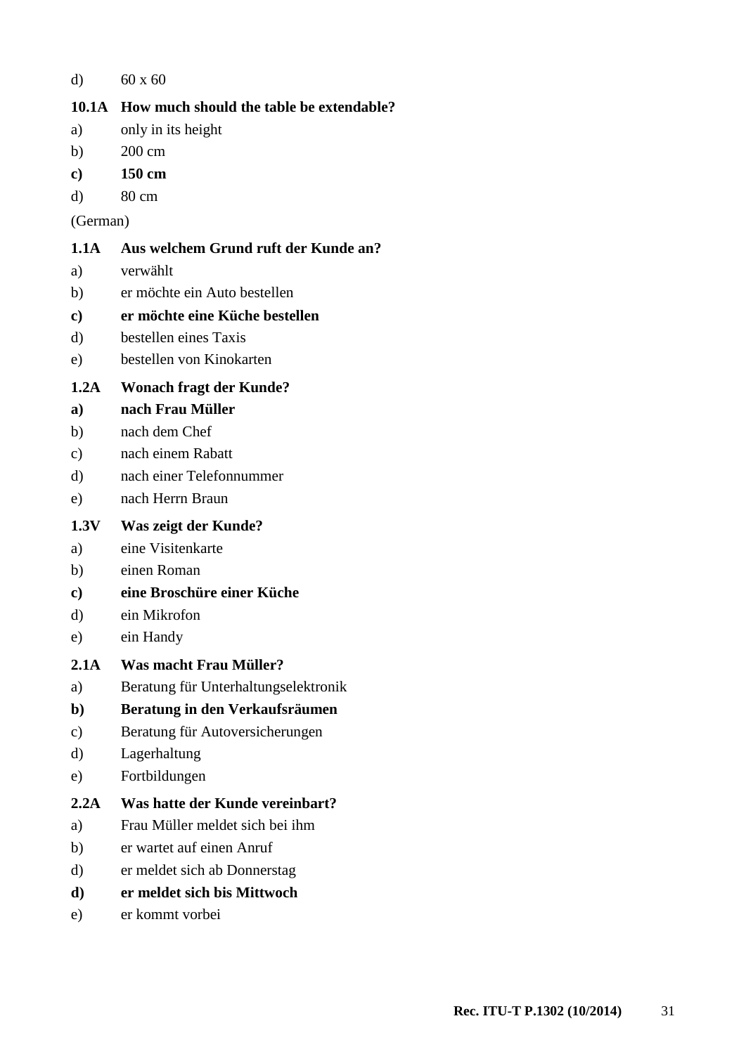d) 60 x 60

**10.1A How much should the table be extendable?**

a) only in its height

b) 200 cm

**c) 150 cm**

d) 80 cm

(German)

**1.1A Aus welchem Grund ruft der Kunde an?**

a) verwählt

b) er möchte ein Auto bestellen

**c) er möchte eine Küche bestellen**

d) bestellen eines Taxis

e) bestellen von Kinokarten

**1.2A Wonach fragt der Kunde?**

**a) nach Frau Müller**

b) nach dem Chef

c) nach einem Rabatt

d) nach einer Telefonnummer

e) nach Herrn Braun

**1.3V Was zeigt der Kunde?**

a) eine Visitenkarte

b) einen Roman

**c) eine Broschüre einer Küche**

d) ein Mikrofon

e) ein Handy

**2.1A Was macht Frau Müller?**

a) Beratung für Unterhaltungselektronik

**b) Beratung in den Verkaufsräumen**

c) Beratung für Autoversicherungen

d) Lagerhaltung

e) Fortbildungen

**2.2A Was hatte der Kunde vereinbart?**

a) Frau Müller meldet sich bei ihm

b) er wartet auf einen Anruf

d) er meldet sich ab Donnerstag

**d) er meldet sich bis Mittwoch**

e) er kommt vorbei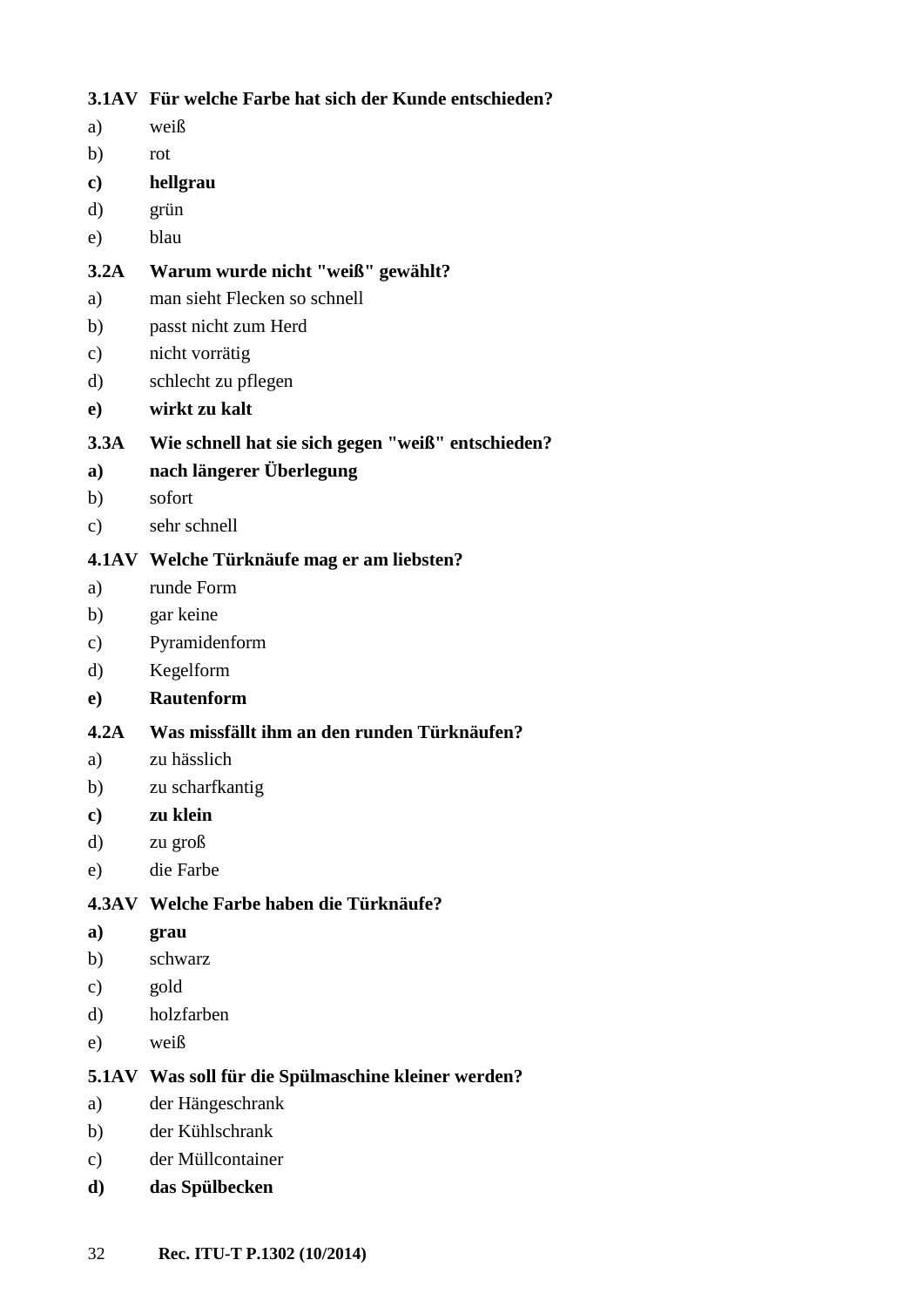**3.1AV Für welche Farbe hat sich der Kunde entschieden?**

a) weiß

b) rot

**c) hellgrau**

d) grün

e) blau

**3.2A Warum wurde nicht "weiß" gewählt?**

a) man sieht Flecken so schnell

b) passt nicht zum Herd

c) nicht vorrätig

d) schlecht zu pflegen

**e) wirkt zu kalt**

**3.3A Wie schnell hat sie sich gegen "weiß" entschieden?**

**a) nach längerer Überlegung**

b) sofort

c) sehr schnell

**4.1AV Welche Türknäufe mag er am liebsten?**

a) runde Form

b) gar keine

c) Pyramidenform

d) Kegelform

**e) Rautenform**

**4.2A Was missfällt ihm an den runden Türknäufen?**

a) zu hässlich

b) zu scharfkantig

**c) zu klein**

d) zu groß

e) die Farbe

**4.3AV Welche Farbe haben die Türknäufe?**

**a) grau**

b) schwarz

c) gold

d) holzfarben

e) weiß

**5.1AV Was soll für die Spülmaschine kleiner werden?**

a) der Hängeschrank

b) der Kühlschrank

c) der Müllcontainer

**d) das Spülbecken**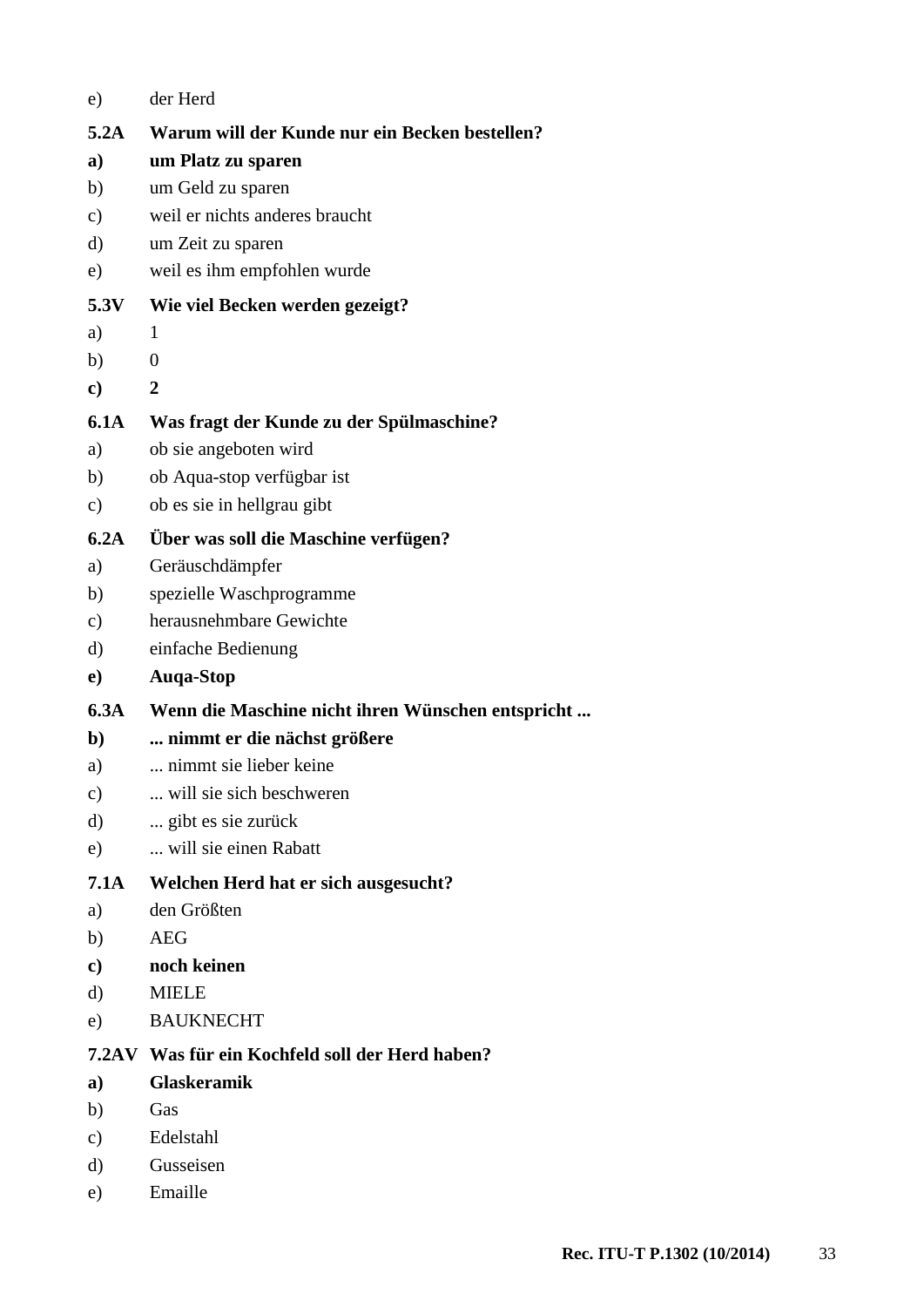e) der Herd

**5.2A Warum will der Kunde nur ein Becken bestellen?**

**a) um Platz zu sparen**

b) um Geld zu sparen

c) weil er nichts anderes braucht

d) um Zeit zu sparen

e) weil es ihm empfohlen wurde

**5.3V Wie viel Becken werden gezeigt?**

a) 1

b) 0

**c) 2**

**6.1A Was fragt der Kunde zu der Spülmaschine?**

a) ob sie angeboten wird

b) ob Aqua-stop verfügbar ist

c) ob es sie in hellgrau gibt

**6.2A Über was soll die Maschine verfügen?**

a) Geräuschdämpfer

b) spezielle Waschprogramme

c) herausnehmbare Gewichte

d) einfache Bedienung

**e) Auqa-Stop**

**6.3A Wenn die Maschine nicht ihren Wünschen entspricht ...**

**b) ... nimmt er die nächst größere**

a) ... nimmt sie lieber keine

c) ... will sie sich beschweren

d) ... gibt es sie zurück

e) ... will sie einen Rabatt

**7.1A Welchen Herd hat er sich ausgesucht?**

a) den Größten

b) AEG

**c) noch keinen**

d) MIELE

e) BAUKNECHT

**7.2AV Was für ein Kochfeld soll der Herd haben?**

**a) Glaskeramik**

b) Gas

c) Edelstahl

d) Gusseisen

e) Emaille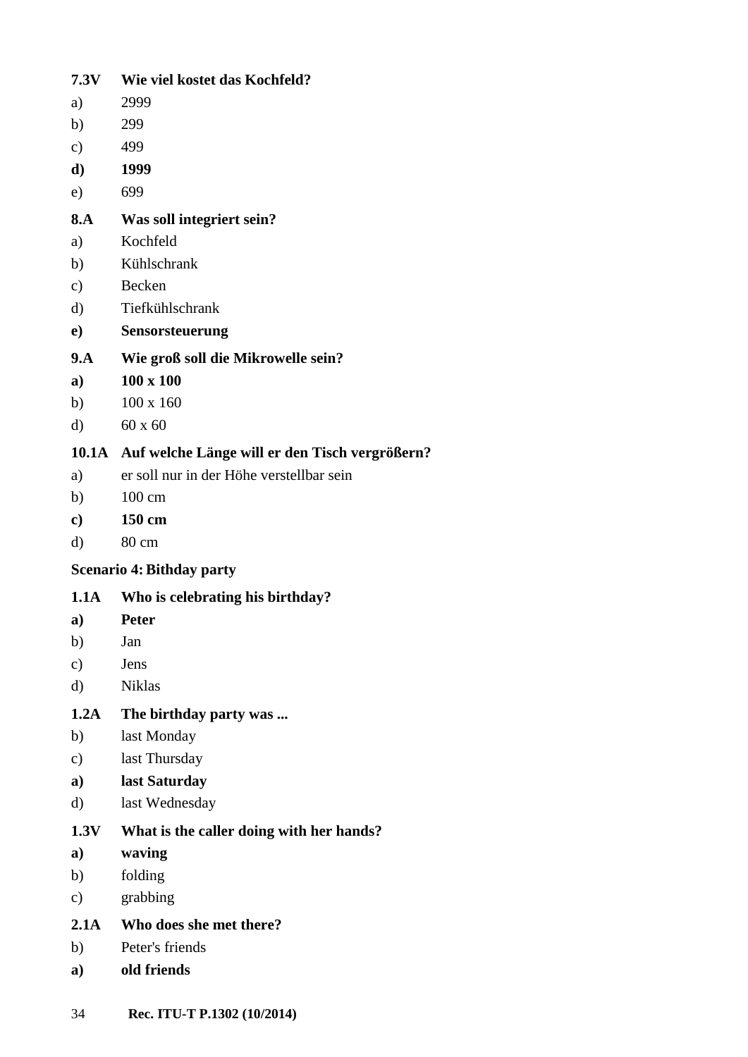**7.3V Wie viel kostet das Kochfeld?**

a) 2999

b) 299

c) 499

**d) 1999**

e) 699

**8.A Was soll integriert sein?**

a) Kochfeld

b) Kühlschrank

c) Becken

d) Tiefkühlschrank

**e) Sensorsteuerung**

**9.A Wie groß soll die Mikrowelle sein?**

**a) 100 x 100**

b) 100 x 160

d) 60 x 60

**10.1A Auf welche Länge will er den Tisch vergrößern?**

a) er soll nur in der Höhe verstellbar sein

b) 100 cm

**c) 150 cm**

d) 80 cm

**Scenario 4: Bithday party**

**1.1A Who is celebrating his birthday?**

**a) Peter**

b) Jan

c) Jens

d) Niklas

**1.2A The birthday party was ...**

b) last Monday

c) last Thursday

**a) last Saturday**

d) last Wednesday

**1.3V What is the caller doing with her hands?**

**a) waving**

b) folding

c) grabbing

**2.1A Who does she met there?**

b) Peter's friends

**a) old friends**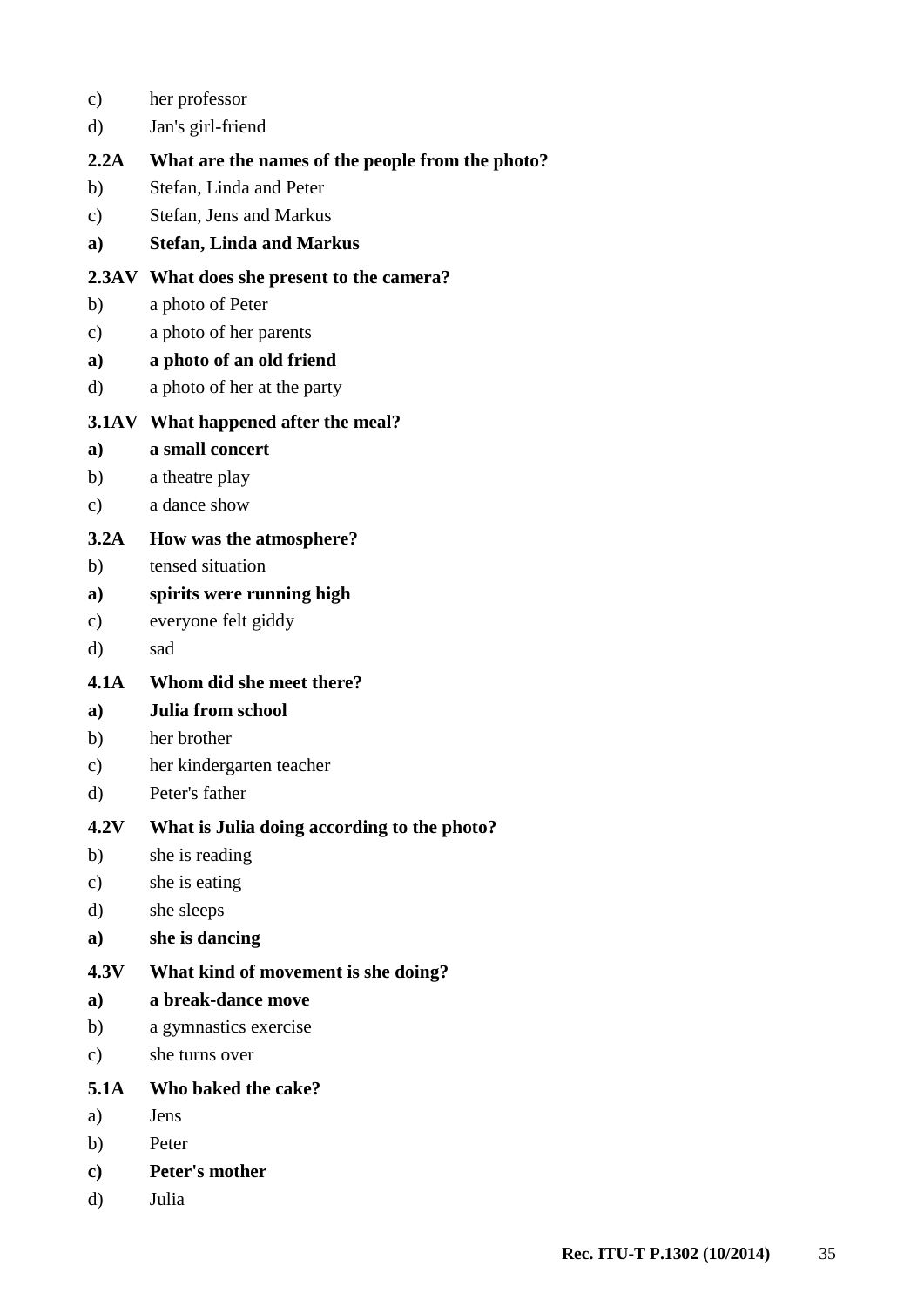c) her professor

d) Jan's girl-friend

**2.2A What are the names of the people from the photo?**

b) Stefan, Linda and Peter

c) Stefan, Jens and Markus

**a) Stefan, Linda and Markus**

**2.3AV What does she present to the camera?**

b) a photo of Peter

c) a photo of her parents

**a) a photo of an old friend**

d) a photo of her at the party

**3.1AV What happened after the meal?**

**a) a small concert**

b) a theatre play

c) a dance show

**3.2A How was the atmosphere?**

b) tensed situation

**a) spirits were running high**

c) everyone felt giddy

d) sad

**4.1A Whom did she meet there?**

**a) Julia from school**

b) her brother

c) her kindergarten teacher

d) Peter's father

**4.2V What is Julia doing according to the photo?**

b) she is reading

c) she is eating

d) she sleeps

**a) she is dancing**

**4.3V What kind of movement is she doing?**

**a) a break-dance move**

b) a gymnastics exercise

c) she turns over

**5.1A Who baked the cake?**

a) Jens

b) Peter

**c) Peter's mother**

d) Julia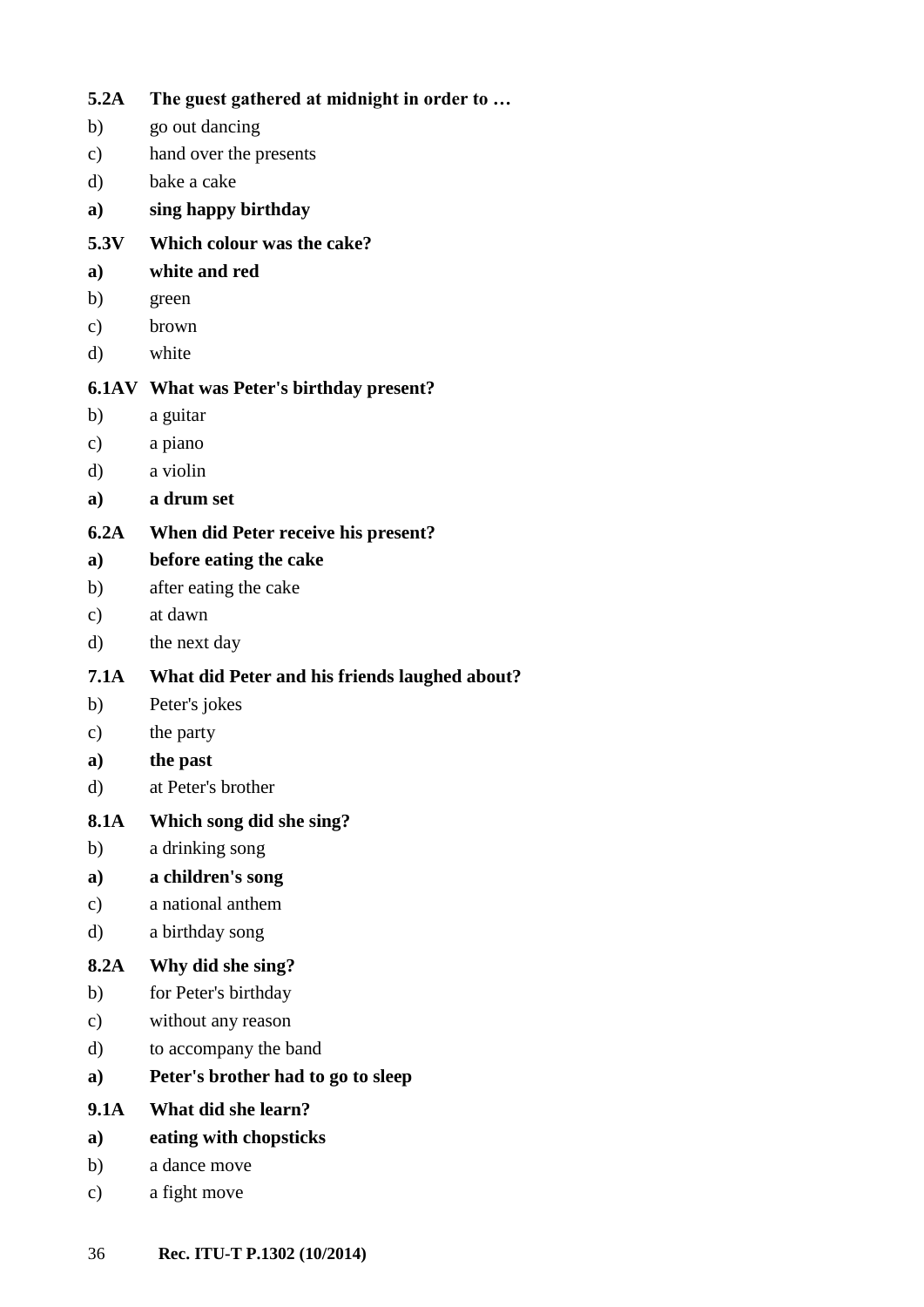**5.2A The guest gathered at midnight in order to …**

b) go out dancing

c) hand over the presents

d) bake a cake

**a) sing happy birthday**

**5.3V Which colour was the cake?**

**a) white and red**

b) green

c) brown

d) white

**6.1AV What was Peter's birthday present?**

b) a guitar

c) a piano

d) a violin

**a) a drum set**

**6.2A When did Peter receive his present?**

**a) before eating the cake**

b) after eating the cake

c) at dawn

d) the next day

**7.1A What did Peter and his friends laughed about?**

b) Peter's jokes

c) the party

**a) the past**

d) at Peter's brother

**8.1A Which song did she sing?**

b) a drinking song

**a) a children's song**

c) a national anthem

d) a birthday song

**8.2A Why did she sing?**

b) for Peter's birthday

c) without any reason

d) to accompany the band

**a) Peter's brother had to go to sleep**

**9.1A What did she learn?**

**a) eating with chopsticks**

b) a dance move

c) a fight move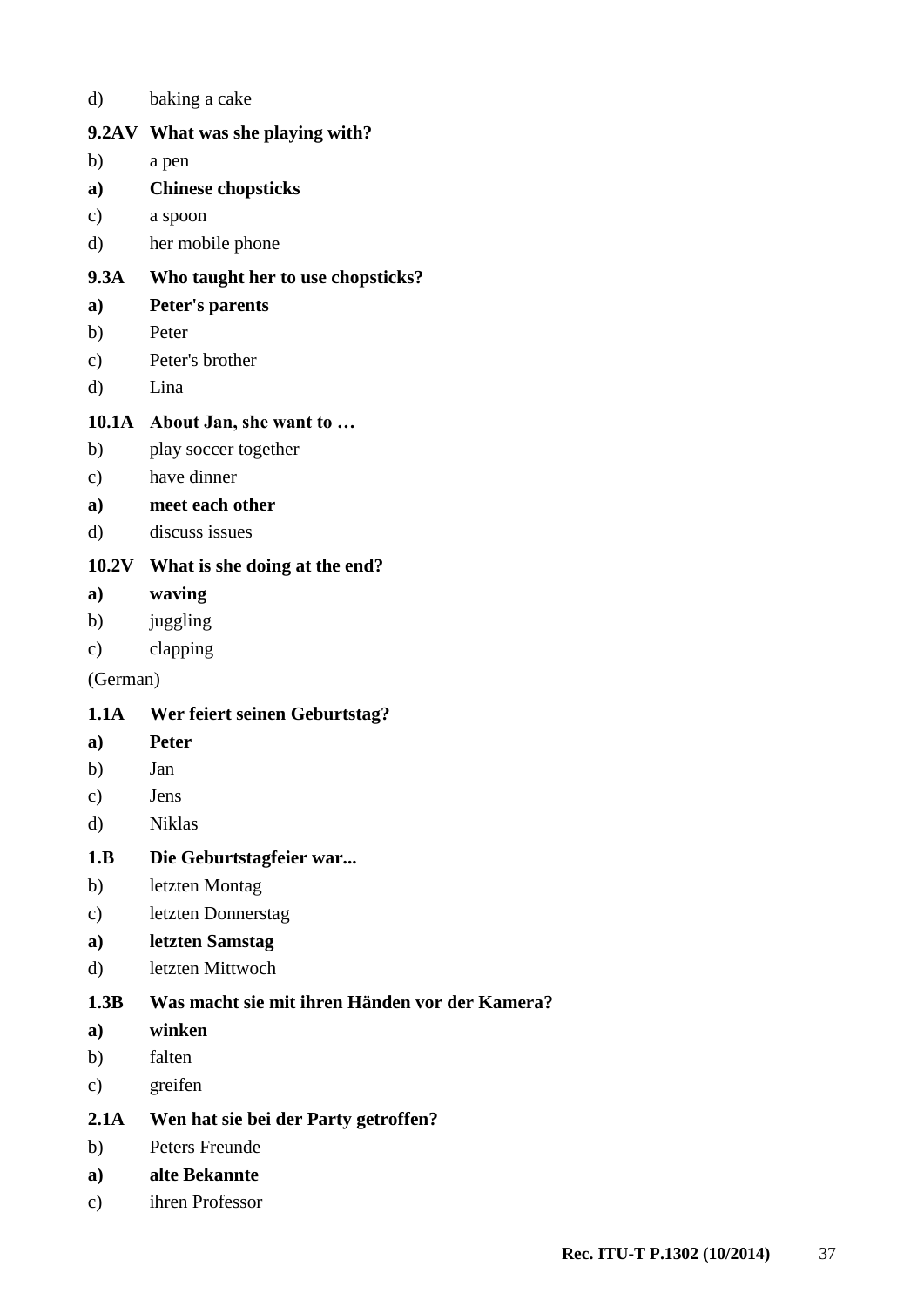d) baking a cake

**9.2AV What was she playing with?**

b) a pen

**a) Chinese chopsticks**

c) a spoon

d) her mobile phone

**9.3A Who taught her to use chopsticks?**

**a) Peter's parents**

b) Peter

c) Peter's brother

d) Lina

**10.1A About Jan, she want to …**

b) play soccer together

c) have dinner

**a) meet each other**

d) discuss issues

**10.2V What is she doing at the end?**

**a) waving**

b) juggling

c) clapping

(German)

**1.1A Wer feiert seinen Geburtstag?**

**a) Peter**

b) Jan

c) Jens

d) Niklas

**1.B Die Geburtstagfeier war...**

b) letzten Montag

c) letzten Donnerstag

**a) letzten Samstag**

d) letzten Mittwoch

**1.3B Was macht sie mit ihren Händen vor der Kamera?**

**a) winken**

b) falten

c) greifen

**2.1A Wen hat sie bei der Party getroffen?**

b) Peters Freunde

**a) alte Bekannte**

c) ihren Professor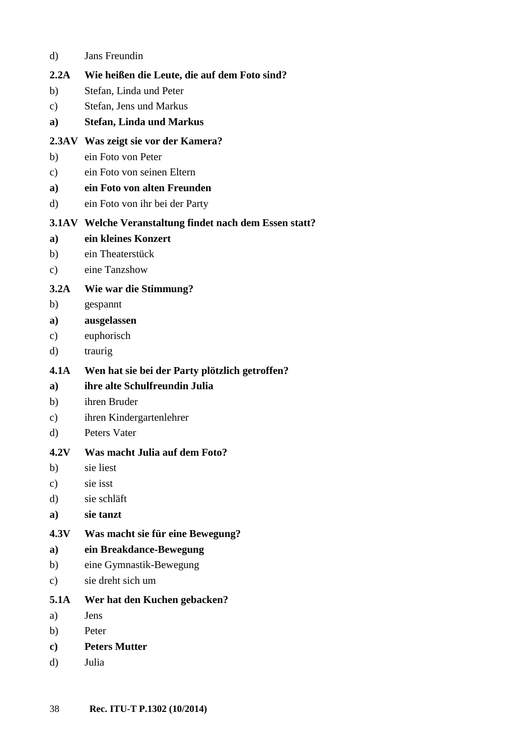d) Jans Freundin

**2.2A Wie heißen die Leute, die auf dem Foto sind?**

b) Stefan, Linda und Peter

c) Stefan, Jens und Markus

**a) Stefan, Linda und Markus**

**2.3AV Was zeigt sie vor der Kamera?**

b) ein Foto von Peter

c) ein Foto von seinen Eltern

**a) ein Foto von alten Freunden**

d) ein Foto von ihr bei der Party

**3.1AV Welche Veranstaltung findet nach dem Essen statt?**

**a) ein kleines Konzert**

b) ein Theaterstück

c) eine Tanzshow

**3.2A Wie war die Stimmung?**

b) gespannt

**a) ausgelassen**

c) euphorisch

d) traurig

**4.1A Wen hat sie bei der Party plötzlich getroffen?**

**a) ihre alte Schulfreundin Julia**

b) ihren Bruder

c) ihren Kindergartenlehrer

d) Peters Vater

**4.2V Was macht Julia auf dem Foto?**

b) sie liest

c) sie isst

d) sie schläft

**a) sie tanzt**

**4.3V Was macht sie für eine Bewegung?**

**a) ein Breakdance-Bewegung**

b) eine Gymnastik-Bewegung

c) sie dreht sich um

**5.1A Wer hat den Kuchen gebacken?**

a) Jens

b) Peter

**c) Peters Mutter**

d) Julia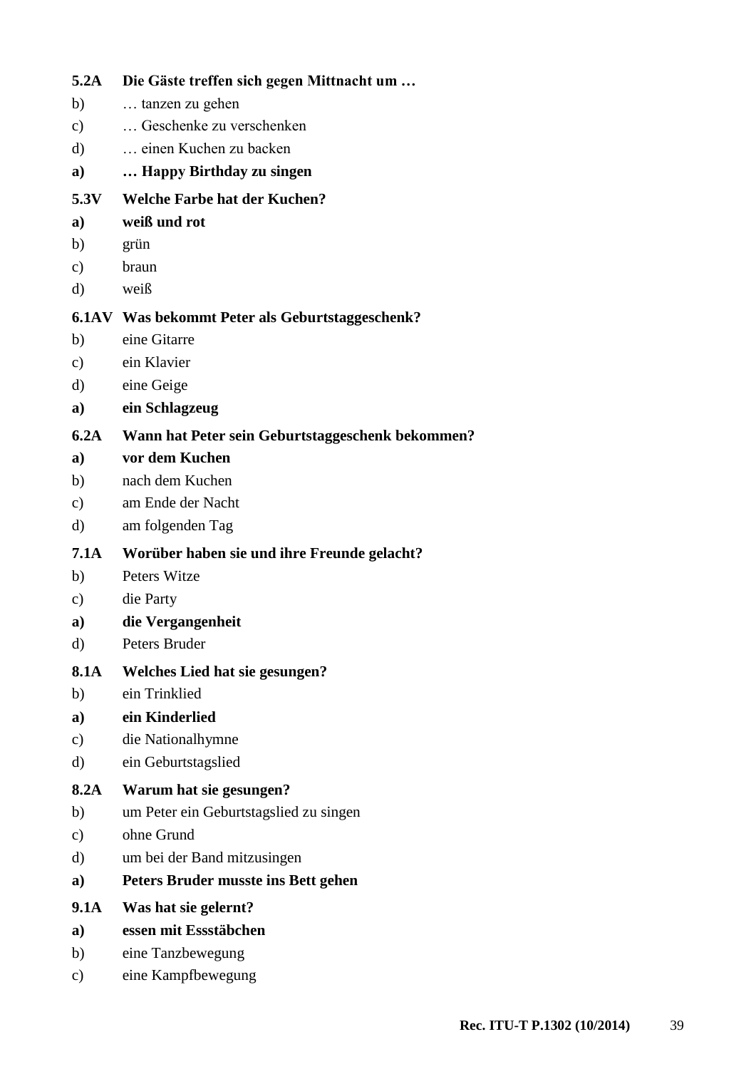**5.2A Die Gäste treffen sich gegen Mittnacht um …**

b) … tanzen zu gehen

c) … Geschenke zu verschenken

d) … einen Kuchen zu backen

**a) … Happy Birthday zu singen**

**5.3V Welche Farbe hat der Kuchen?**

**a) weiß und rot**

b) grün

c) braun

d) weiß

**6.1AV Was bekommt Peter als Geburtstaggeschenk?**

b) eine Gitarre

c) ein Klavier

d) eine Geige

**a) ein Schlagzeug**

**6.2A Wann hat Peter sein Geburtstaggeschenk bekommen?**

**a) vor dem Kuchen**

b) nach dem Kuchen

c) am Ende der Nacht

d) am folgenden Tag

**7.1A Worüber haben sie und ihre Freunde gelacht?**

b) Peters Witze

c) die Party

**a) die Vergangenheit**

d) Peters Bruder

**8.1A Welches Lied hat sie gesungen?**

b) ein Trinklied

**a) ein Kinderlied**

c) die Nationalhymne

d) ein Geburtstagslied

**8.2A Warum hat sie gesungen?**

b) um Peter ein Geburtstagslied zu singen

c) ohne Grund

d) um bei der Band mitzusingen

**a) Peters Bruder musste ins Bett gehen**

**9.1A Was hat sie gelernt?**

**a) essen mit Essstäbchen**

b) eine Tanzbewegung

c) eine Kampfbewegung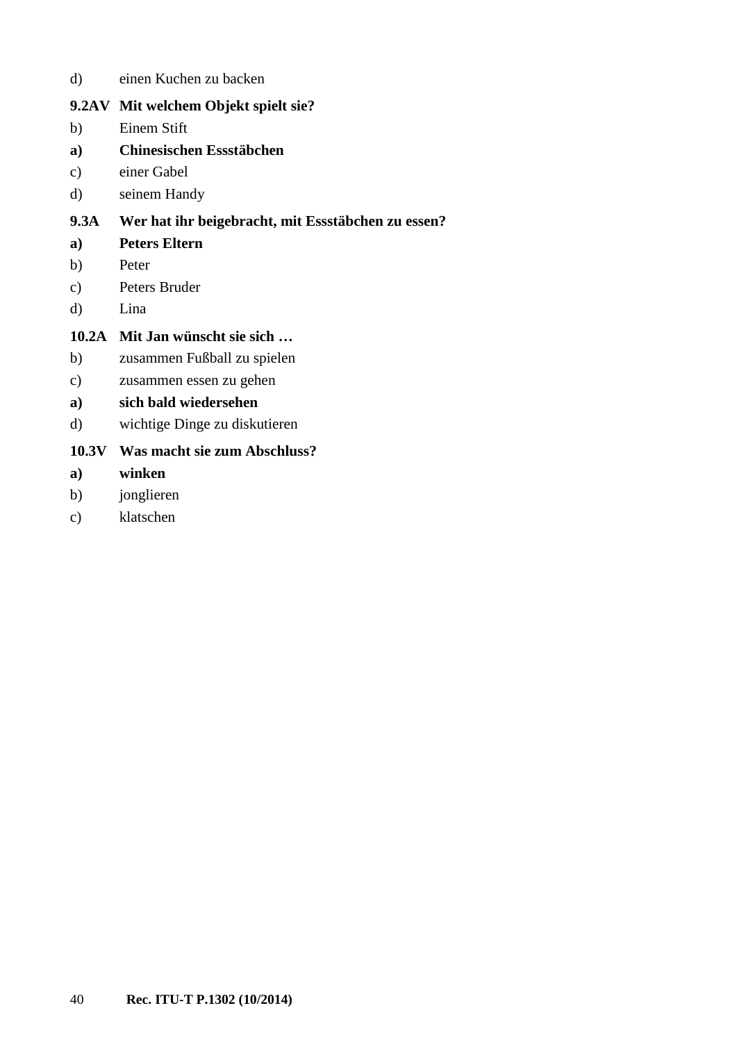d) einen Kuchen zu backen

**9.2AV Mit welchem Objekt spielt sie?**

b) Einem Stift

**a) Chinesischen Essstäbchen**

c) einer Gabel

d) seinem Handy

**9.3A Wer hat ihr beigebracht, mit Essstäbchen zu essen?**

**a) Peters Eltern**

b) Peter

c) Peters Bruder

d) Lina

**10.2A Mit Jan wünscht sie sich …**

b) zusammen Fußball zu spielen

c) zusammen essen zu gehen

**a) sich bald wiedersehen**

d) wichtige Dinge zu diskutieren

**10.3V Was macht sie zum Abschluss?**

**a) winken**

b) jonglieren

c) klatschen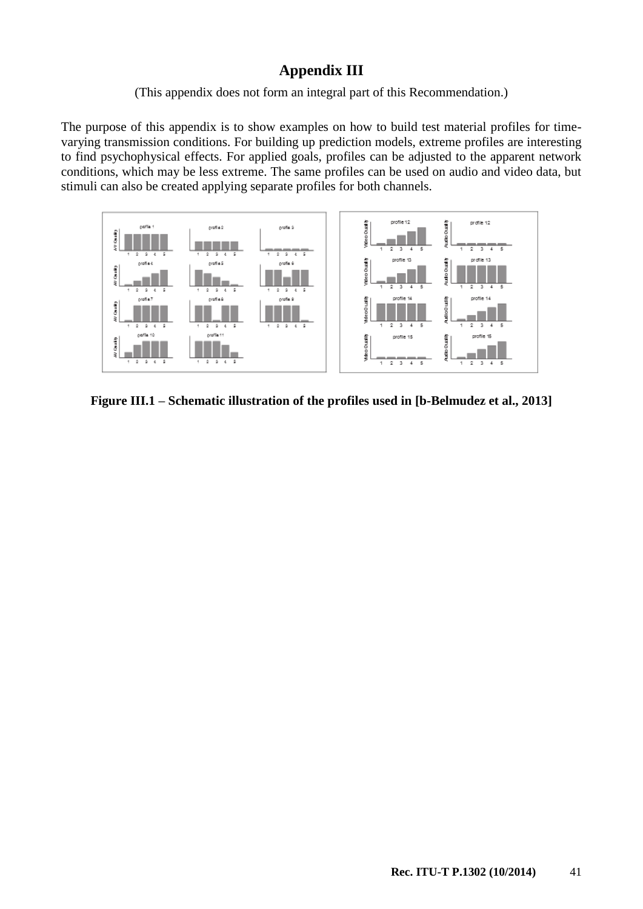# Appendix III

(This appendix does not form an integral part of this Recommendation.)

The purpose of this appendix is to show examples on how to build test material profiles for time-varying transmission conditions. For building up prediction models, extreme profiles are interesting to find psychophysical effects. For applied goals, profiles can be adjusted to the apparent network conditions, which may be less extreme. The same profiles can be used on audio and video data, but stimuli can also be created applying separate profiles for both channels.

**Figure III.1 – Schematic illustration of the profiles used in [b-Belmudez et al., 2013]**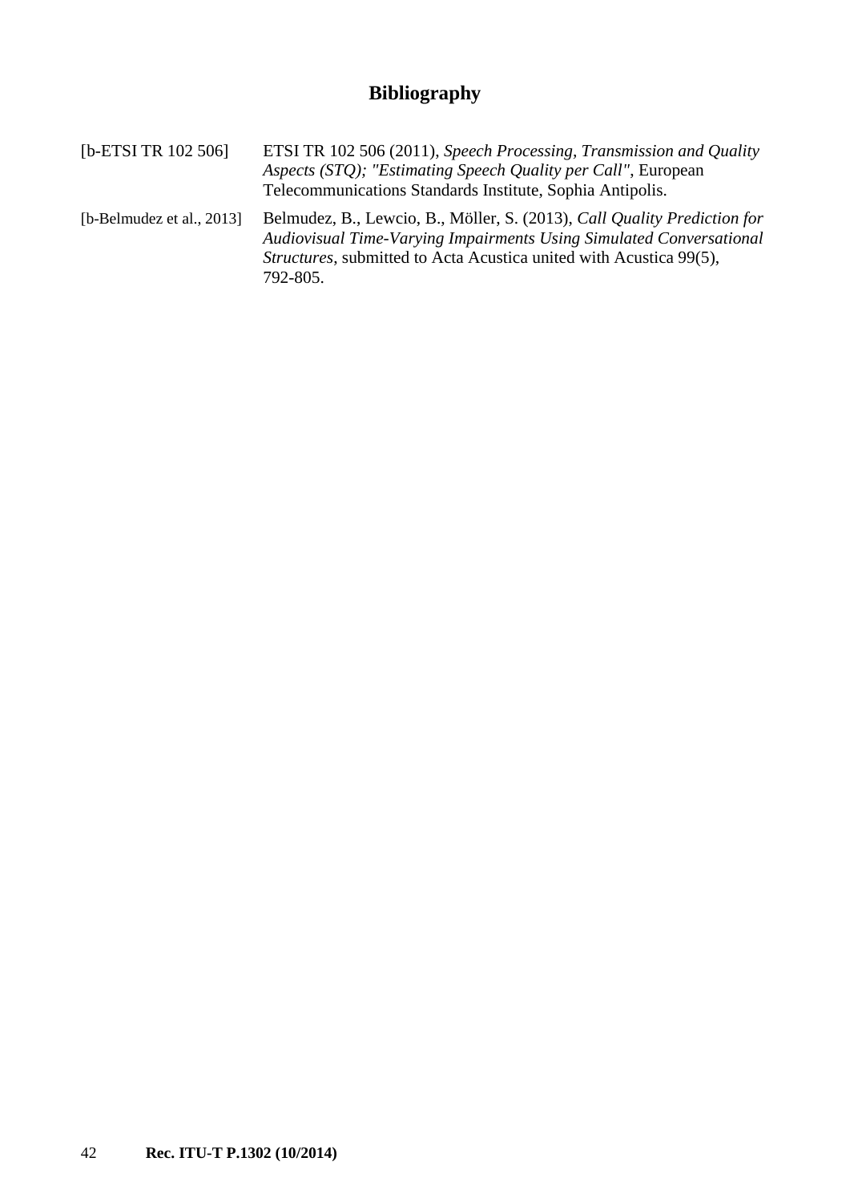# Bibliography

[b-ETSI TR 102 506] ETSI TR 102 506 (2011), *Speech Processing, Transmission and Quality Aspects (STQ); "Estimating Speech Quality per Call"*, European Telecommunications Standards Institute, Sophia Antipolis.

[b-Belmudez et al., 2013] Belmudez, B., Lewcio, B., Möller, S. (2013), *Call Quality Prediction for Audiovisual Time-Varying Impairments Using Simulated Conversational Structures*, submitted to Acta Acustica united with Acustica 99(5), 792-805.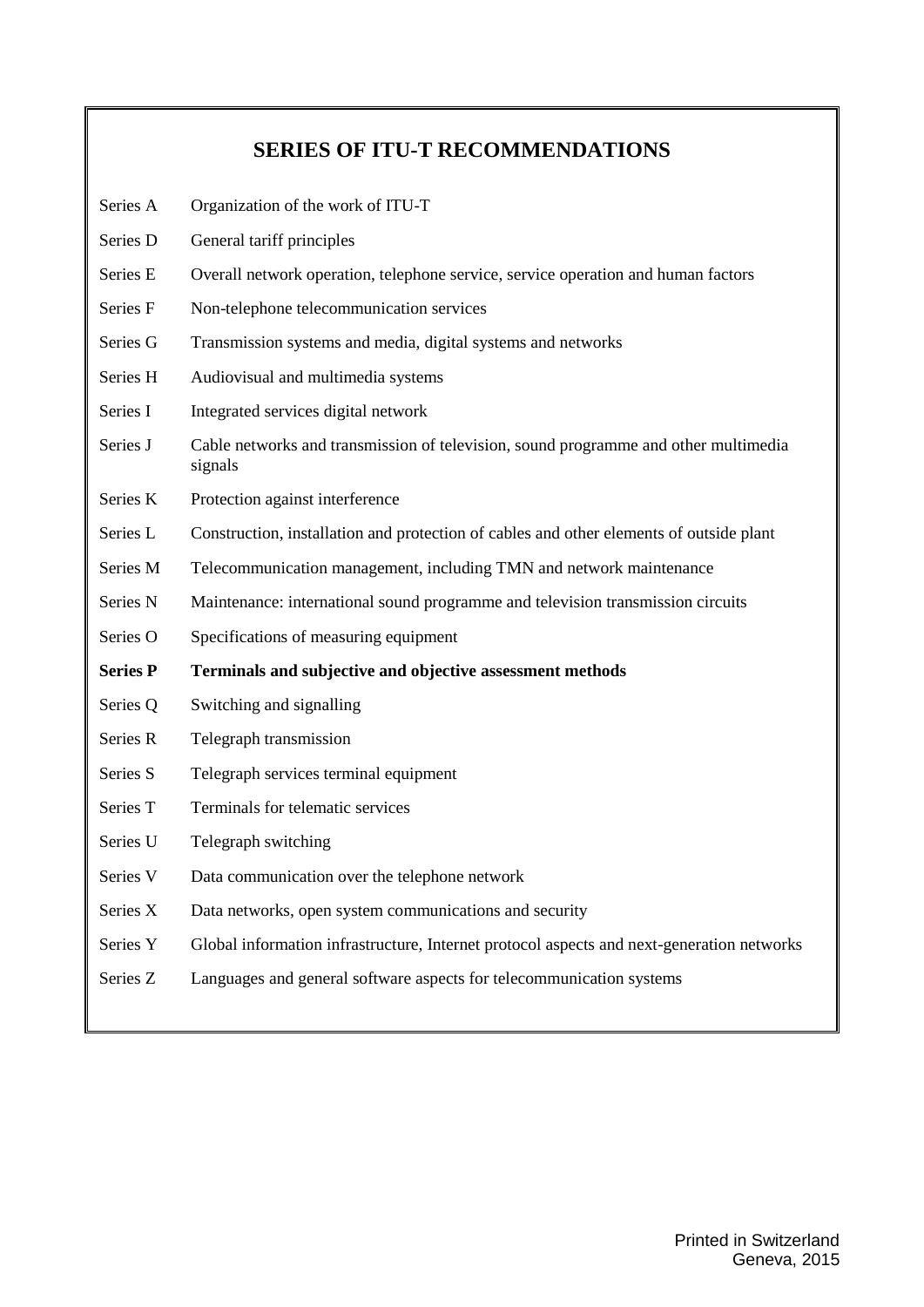## SERIES OF ITU-T RECOMMENDATIONS

| | |
|---|---|
| Series A | Organization of the work of ITU-T |
| Series D | General tariff principles |
| Series E | Overall network operation, telephone service, service operation and human factors |
| Series F | Non-telephone telecommunication services |
| Series G | Transmission systems and media, digital systems and networks |
| Series H | Audiovisual and multimedia systems |
| Series I | Integrated services digital network |
| Series J | Cable networks and transmission of television, sound programme and other multimedia signals |
| Series K | Protection against interference |
| Series L | Construction, installation and protection of cables and other elements of outside plant |
| Series M | Telecommunication management, including TMN and network maintenance |
| Series N | Maintenance: international sound programme and television transmission circuits |
| Series O | Specifications of measuring equipment |
| **Series P** | **Terminals and subjective and objective assessment methods** |
| Series Q | Switching and signalling |
| Series R | Telegraph transmission |
| Series S | Telegraph services terminal equipment |
| Series T | Terminals for telematic services |
| Series U | Telegraph switching |
| Series V | Data communication over the telephone network |
| Series X | Data networks, open system communications and security |
| Series Y | Global information infrastructure, Internet protocol aspects and next-generation networks |
| Series Z | Languages and general software aspects for telecommunication systems |

Printed in Switzerland
Geneva, 2015